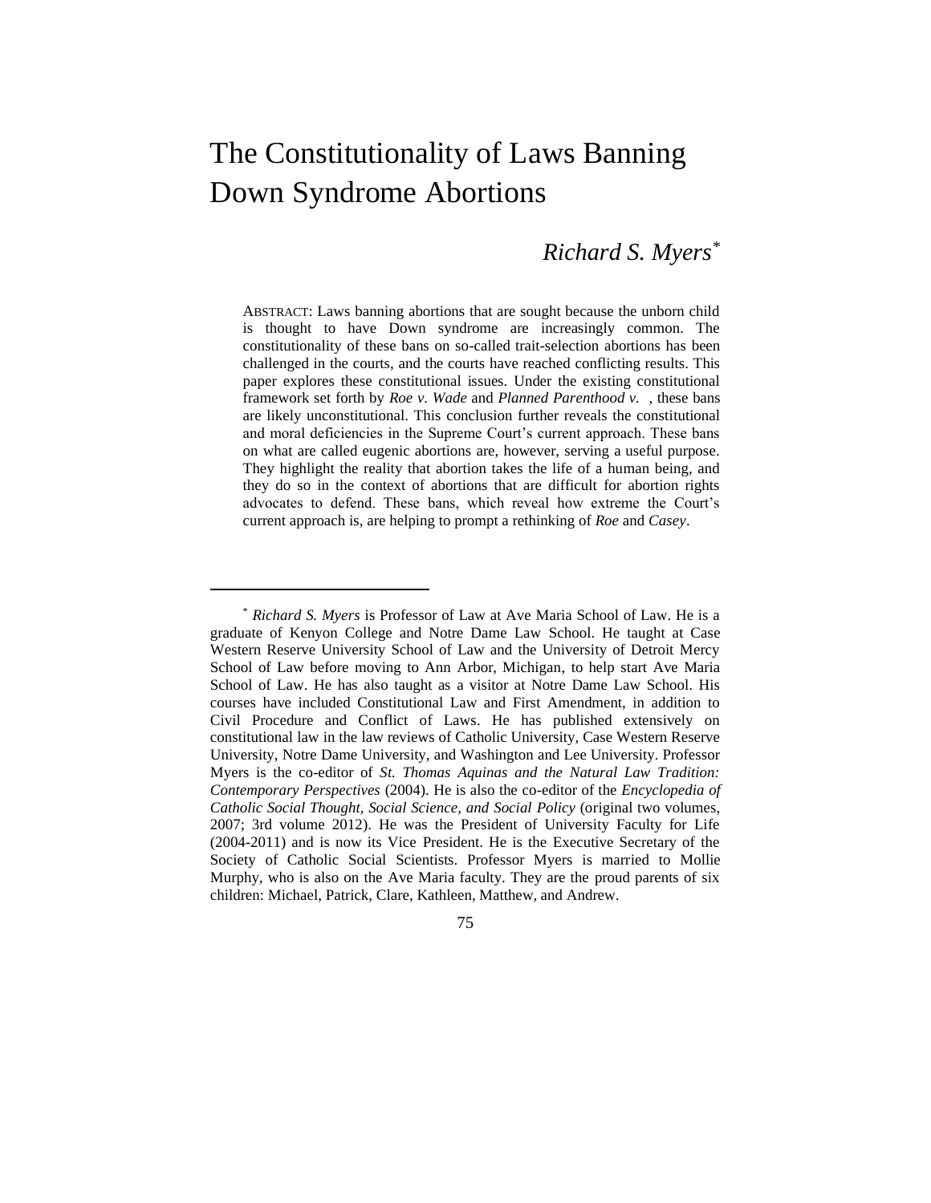# The Constitutionality of Laws Banning Down Syndrome Abortions

*Richard S. Myers*[*]

ABSTRACT: Laws banning abortions that are sought because the unborn child is thought to have Down syndrome are increasingly common. The constitutionality of these bans on so-called trait-selection abortions has been challenged in the courts, and the courts have reached conflicting results. This paper explores these constitutional issues. Under the existing constitutional framework set forth by *Roe v. Wade* and *Planned Parenthood v.* , these bans are likely unconstitutional. This conclusion further reveals the constitutional and moral deficiencies in the Supreme Court's current approach. These bans on what are called eugenic abortions are, however, serving a useful purpose. They highlight the reality that abortion takes the life of a human being, and they do so in the context of abortions that are difficult for abortion rights advocates to defend. These bans, which reveal how extreme the Court's current approach is, are helping to prompt a rethinking of *Roe* and *Casey*.

---

[*] *Richard S. Myers* is Professor of Law at Ave Maria School of Law. He is a graduate of Kenyon College and Notre Dame Law School. He taught at Case Western Reserve University School of Law and the University of Detroit Mercy School of Law before moving to Ann Arbor, Michigan, to help start Ave Maria School of Law. He has also taught as a visitor at Notre Dame Law School. His courses have included Constitutional Law and First Amendment, in addition to Civil Procedure and Conflict of Laws. He has published extensively on constitutional law in the law reviews of Catholic University, Case Western Reserve University, Notre Dame University, and Washington and Lee University. Professor Myers is the co-editor of *St. Thomas Aquinas and the Natural Law Tradition: Contemporary Perspectives* (2004). He is also the co-editor of the *Encyclopedia of Catholic Social Thought, Social Science, and Social Policy* (original two volumes, 2007; 3rd volume 2012). He was the President of University Faculty for Life (2004-2011) and is now its Vice President. He is the Executive Secretary of the Society of Catholic Social Scientists. Professor Myers is married to Mollie Murphy, who is also on the Ave Maria faculty. They are the proud parents of six children: Michael, Patrick, Clare, Kathleen, Matthew, and Andrew.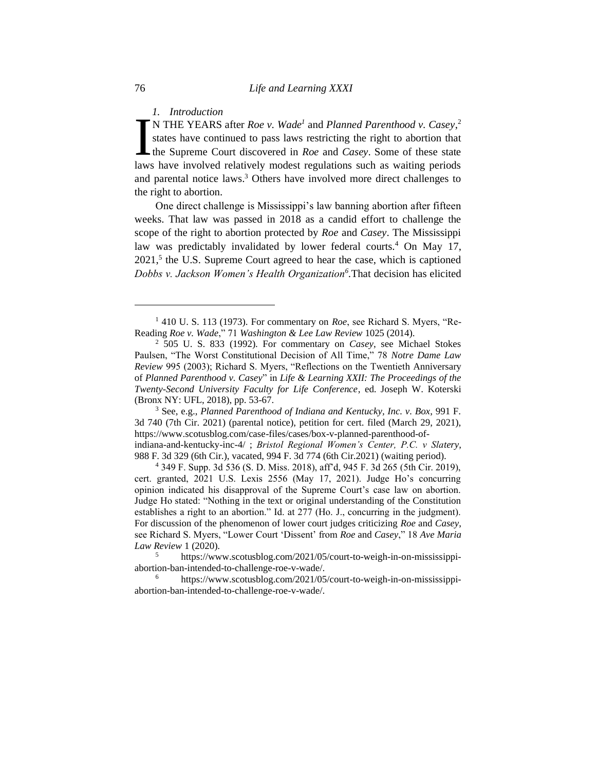### *1. Introduction*

IN THE YEARS after *Roe v. Wade*[1] and *Planned Parenthood v. Casey*,[2] states have continued to pass laws restricting the right to abortion that the Supreme Court discovered in *Roe* and *Casey*. Some of these state laws have involved relatively modest regulations such as waiting periods and parental notice laws.[3] Others have involved more direct challenges to the right to abortion.

One direct challenge is Mississippi's law banning abortion after fifteen weeks. That law was passed in 2018 as a candid effort to challenge the scope of the right to abortion protected by *Roe* and *Casey*. The Mississippi law was predictably invalidated by lower federal courts.[4] On May 17, 2021,[5] the U.S. Supreme Court agreed to hear the case, which is captioned *Dobbs v. Jackson Women's Health Organization*[6].That decision has elicited

---

[1] 410 U. S. 113 (1973). For commentary on *Roe*, see Richard S. Myers, "Re-Reading *Roe v. Wade*," 71 *Washington & Lee Law Review* 1025 (2014).

[2] 505 U. S. 833 (1992). For commentary on *Casey*, see Michael Stokes Paulsen, "The Worst Constitutional Decision of All Time," 78 *Notre Dame Law Review* 995 (2003); Richard S. Myers, "Reflections on the Twentieth Anniversary of *Planned Parenthood v. Casey*" in *Life & Learning XXII: The Proceedings of the Twenty-Second University Faculty for Life Conference*, ed. Joseph W. Koterski (Bronx NY: UFL, 2018), pp. 53-67.

[3] See, e.g., *Planned Parenthood of Indiana and Kentucky, Inc. v. Box*, 991 F. 3d 740 (7th Cir. 2021) (parental notice), petition for cert. filed (March 29, 2021), https://www.scotusblog.com/case-files/cases/box-v-planned-parenthood-of-indiana-and-kentucky-inc-4/ ; *Bristol Regional Women's Center, P.C. v Slatery*, 988 F. 3d 329 (6th Cir.), vacated, 994 F. 3d 774 (6th Cir.2021) (waiting period).

[4] 349 F. Supp. 3d 536 (S. D. Miss. 2018), aff'd, 945 F. 3d 265 (5th Cir. 2019), cert. granted, 2021 U.S. Lexis 2556 (May 17, 2021). Judge Ho's concurring opinion indicated his disapproval of the Supreme Court's case law on abortion. Judge Ho stated: "Nothing in the text or original understanding of the Constitution establishes a right to an abortion." Id. at 277 (Ho. J., concurring in the judgment). For discussion of the phenomenon of lower court judges criticizing *Roe* and *Casey*, see Richard S. Myers, "Lower Court 'Dissent' from *Roe* and *Casey*," 18 *Ave Maria Law Review* 1 (2020).

[5] https://www.scotusblog.com/2021/05/court-to-weigh-in-on-mississippi-abortion-ban-intended-to-challenge-roe-v-wade/.

[6] https://www.scotusblog.com/2021/05/court-to-weigh-in-on-mississippi-abortion-ban-intended-to-challenge-roe-v-wade/.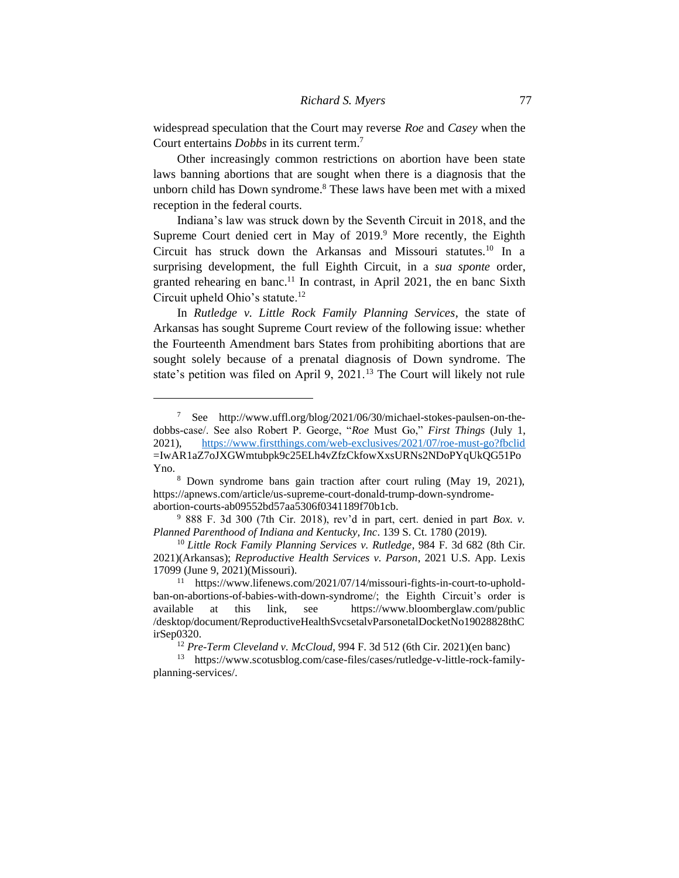widespread speculation that the Court may reverse *Roe* and *Casey* when the Court entertains *Dobbs* in its current term.[7]

Other increasingly common restrictions on abortion have been state laws banning abortions that are sought when there is a diagnosis that the unborn child has Down syndrome.[8] These laws have been met with a mixed reception in the federal courts.

Indiana's law was struck down by the Seventh Circuit in 2018, and the Supreme Court denied cert in May of 2019.[9] More recently, the Eighth Circuit has struck down the Arkansas and Missouri statutes.[10] In a surprising development, the full Eighth Circuit, in a *sua sponte* order, granted rehearing en banc.[11] In contrast, in April 2021, the en banc Sixth Circuit upheld Ohio's statute.[12]

In *Rutledge v. Little Rock Family Planning Services*, the state of Arkansas has sought Supreme Court review of the following issue: whether the Fourteenth Amendment bars States from prohibiting abortions that are sought solely because of a prenatal diagnosis of Down syndrome. The state's petition was filed on April 9, 2021.[13] The Court will likely not rule

---

[7] See http://www.uffl.org/blog/2021/06/30/michael-stokes-paulsen-on-the-dobbs-case/. See also Robert P. George, "*Roe* Must Go," *First Things* (July 1, 2021), https://www.firstthings.com/web-exclusives/2021/07/roe-must-go?fbclid=IwAR1aZ7oJXGWmtubpk9c25ELh4vZfzCkfowXxsURNs2NDoPYqUkQG51PoYno.

[8] Down syndrome bans gain traction after court ruling (May 19, 2021), https://apnews.com/article/us-supreme-court-donald-trump-down-syndrome-abortion-courts-ab09552bd57aa5306f0341189f70b1cb.

[9] 888 F. 3d 300 (7th Cir. 2018), rev'd in part, cert. denied in part *Box. v. Planned Parenthood of Indiana and Kentucky, Inc*. 139 S. Ct. 1780 (2019).

[10] *Little Rock Family Planning Services v. Rutledge*, 984 F. 3d 682 (8th Cir. 2021)(Arkansas); *Reproductive Health Services v. Parson*, 2021 U.S. App. Lexis 17099 (June 9, 2021)(Missouri).

[11] https://www.lifenews.com/2021/07/14/missouri-fights-in-court-to-uphold-ban-on-abortions-of-babies-with-down-syndrome/; the Eighth Circuit's order is available at this link, see https://www.bloomberglaw.com/public/desktop/document/ReproductiveHealthSvcsetalvParsonetalDocketNo19028828thCirSep0320.

[12] *Pre-Term Cleveland v. McCloud*, 994 F. 3d 512 (6th Cir. 2021)(en banc)

[13] https://www.scotusblog.com/case-files/cases/rutledge-v-little-rock-family-planning-services/.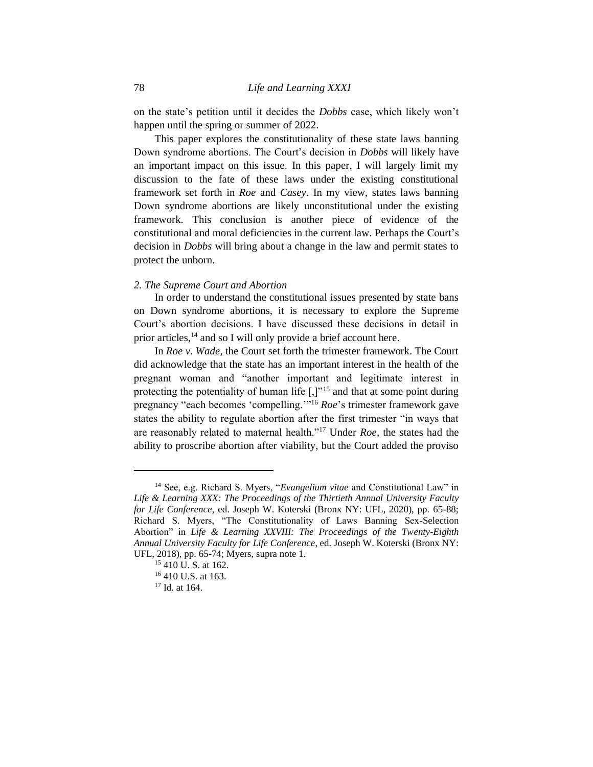on the state's petition until it decides the *Dobbs* case, which likely won't happen until the spring or summer of 2022.

This paper explores the constitutionality of these state laws banning Down syndrome abortions. The Court's decision in *Dobbs* will likely have an important impact on this issue. In this paper, I will largely limit my discussion to the fate of these laws under the existing constitutional framework set forth in *Roe* and *Casey*. In my view, states laws banning Down syndrome abortions are likely unconstitutional under the existing framework. This conclusion is another piece of evidence of the constitutional and moral deficiencies in the current law. Perhaps the Court's decision in *Dobbs* will bring about a change in the law and permit states to protect the unborn.

*2. The Supreme Court and Abortion*

In order to understand the constitutional issues presented by state bans on Down syndrome abortions, it is necessary to explore the Supreme Court's abortion decisions. I have discussed these decisions in detail in prior articles,[14] and so I will only provide a brief account here.

In *Roe v. Wade*, the Court set forth the trimester framework. The Court did acknowledge that the state has an important interest in the health of the pregnant woman and "another important and legitimate interest in protecting the potentiality of human life [,]"[15] and that at some point during pregnancy "each becomes 'compelling.'"[16] *Roe*'s trimester framework gave states the ability to regulate abortion after the first trimester "in ways that are reasonably related to maternal health."[17] Under *Roe*, the states had the ability to proscribe abortion after viability, but the Court added the proviso

---

[14] See, e.g. Richard S. Myers, "*Evangelium vitae* and Constitutional Law" in *Life & Learning XXX: The Proceedings of the Thirtieth Annual University Faculty for Life Conference*, ed. Joseph W. Koterski (Bronx NY: UFL, 2020), pp. 65-88; Richard S. Myers, "The Constitutionality of Laws Banning Sex-Selection Abortion" in *Life & Learning XXVIII: The Proceedings of the Twenty-Eighth Annual University Faculty for Life Conference*, ed. Joseph W. Koterski (Bronx NY: UFL, 2018), pp. 65-74; Myers, supra note 1.

[15] 410 U. S. at 162.

[16] 410 U.S. at 163.

[17] Id. at 164.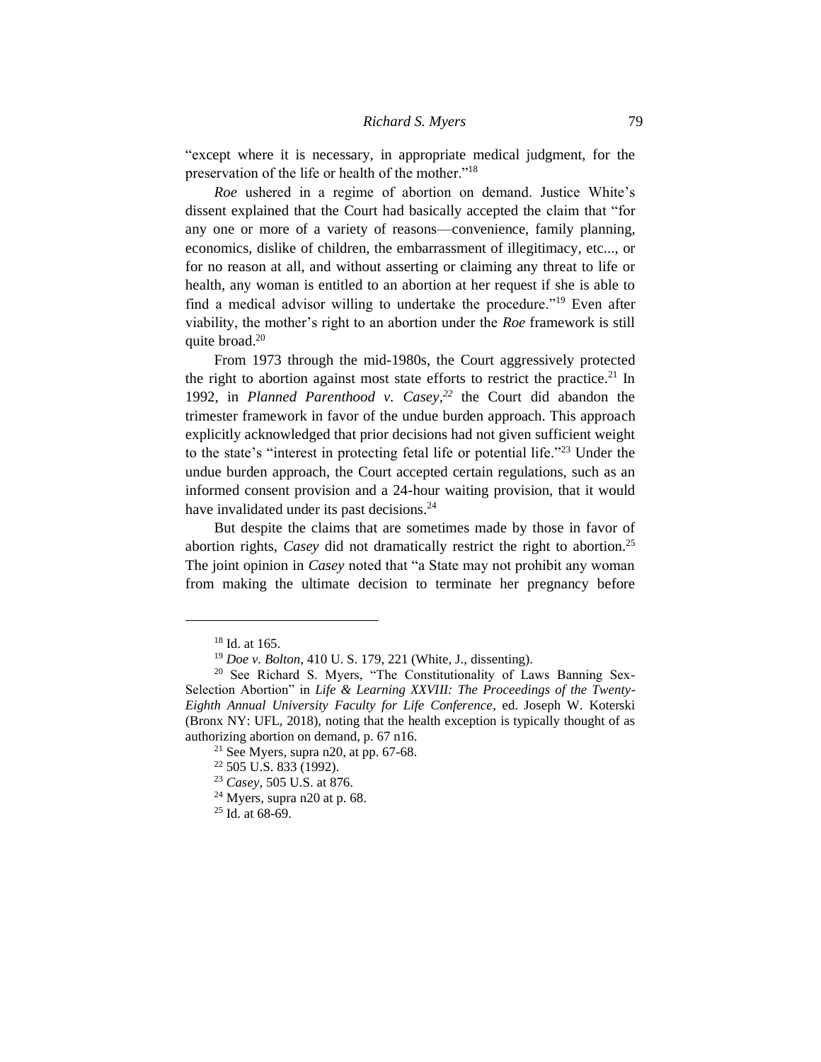"except where it is necessary, in appropriate medical judgment, for the preservation of the life or health of the mother."[18]

*Roe* ushered in a regime of abortion on demand. Justice White's dissent explained that the Court had basically accepted the claim that "for any one or more of a variety of reasons—convenience, family planning, economics, dislike of children, the embarrassment of illegitimacy, etc..., or for no reason at all, and without asserting or claiming any threat to life or health, any woman is entitled to an abortion at her request if she is able to find a medical advisor willing to undertake the procedure."[19] Even after viability, the mother's right to an abortion under the *Roe* framework is still quite broad.[20]

From 1973 through the mid-1980s, the Court aggressively protected the right to abortion against most state efforts to restrict the practice.[21] In 1992, in *Planned Parenthood v. Casey*,[22] the Court did abandon the trimester framework in favor of the undue burden approach. This approach explicitly acknowledged that prior decisions had not given sufficient weight to the state's "interest in protecting fetal life or potential life."[23] Under the undue burden approach, the Court accepted certain regulations, such as an informed consent provision and a 24-hour waiting provision, that it would have invalidated under its past decisions.[24]

But despite the claims that are sometimes made by those in favor of abortion rights, *Casey* did not dramatically restrict the right to abortion.[25] The joint opinion in *Casey* noted that "a State may not prohibit any woman from making the ultimate decision to terminate her pregnancy before

---

[18] Id. at 165.

[19] *Doe v. Bolton*, 410 U. S. 179, 221 (White, J., dissenting).

[20] See Richard S. Myers, "The Constitutionality of Laws Banning Sex-Selection Abortion" in *Life & Learning XXVIII: The Proceedings of the Twenty-Eighth Annual University Faculty for Life Conference*, ed. Joseph W. Koterski (Bronx NY: UFL, 2018), noting that the health exception is typically thought of as authorizing abortion on demand, p. 67 n16.

[21] See Myers, supra n20, at pp. 67-68.

[22] 505 U.S. 833 (1992).

[23] *Casey*, 505 U.S. at 876.

[24] Myers, supra n20 at p. 68.

[25] Id. at 68-69.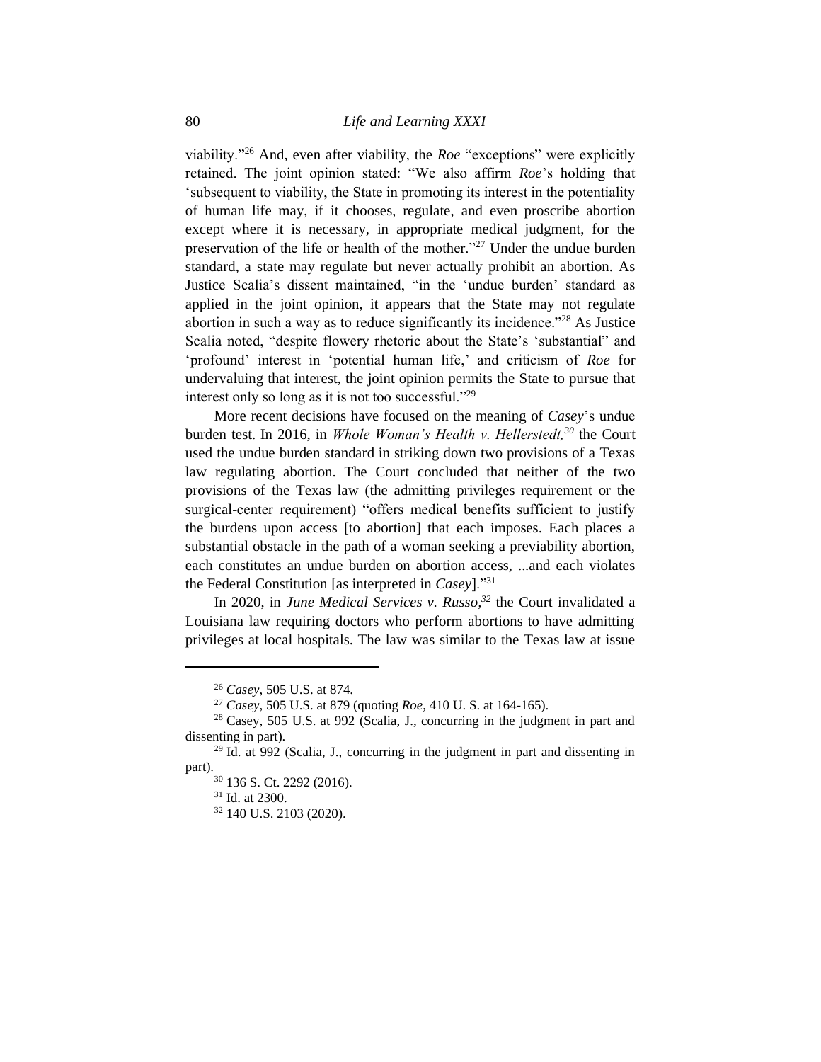viability."[26] And, even after viability, the *Roe* "exceptions" were explicitly retained. The joint opinion stated: "We also affirm *Roe*'s holding that 'subsequent to viability, the State in promoting its interest in the potentiality of human life may, if it chooses, regulate, and even proscribe abortion except where it is necessary, in appropriate medical judgment, for the preservation of the life or health of the mother."[27] Under the undue burden standard, a state may regulate but never actually prohibit an abortion. As Justice Scalia's dissent maintained, "in the 'undue burden' standard as applied in the joint opinion, it appears that the State may not regulate abortion in such a way as to reduce significantly its incidence."[28] As Justice Scalia noted, "despite flowery rhetoric about the State's 'substantial" and 'profound' interest in 'potential human life,' and criticism of *Roe* for undervaluing that interest, the joint opinion permits the State to pursue that interest only so long as it is not too successful."[29]

More recent decisions have focused on the meaning of *Casey*'s undue burden test. In 2016, in *Whole Woman's Health v. Hellerstedt,*[30] the Court used the undue burden standard in striking down two provisions of a Texas law regulating abortion. The Court concluded that neither of the two provisions of the Texas law (the admitting privileges requirement or the surgical-center requirement) "offers medical benefits sufficient to justify the burdens upon access [to abortion] that each imposes. Each places a substantial obstacle in the path of a woman seeking a previability abortion, each constitutes an undue burden on abortion access, ...and each violates the Federal Constitution [as interpreted in *Casey*]."[31]

In 2020, in *June Medical Services v. Russo,*[32] the Court invalidated a Louisiana law requiring doctors who perform abortions to have admitting privileges at local hospitals. The law was similar to the Texas law at issue

---

[26] *Casey*, 505 U.S. at 874.

[27] *Casey*, 505 U.S. at 879 (quoting *Roe*, 410 U. S. at 164-165).

[28] Casey, 505 U.S. at 992 (Scalia, J., concurring in the judgment in part and dissenting in part).

[29] Id. at 992 (Scalia, J., concurring in the judgment in part and dissenting in part).

[30] 136 S. Ct. 2292 (2016).

[31] Id. at 2300.

[32] 140 U.S. 2103 (2020).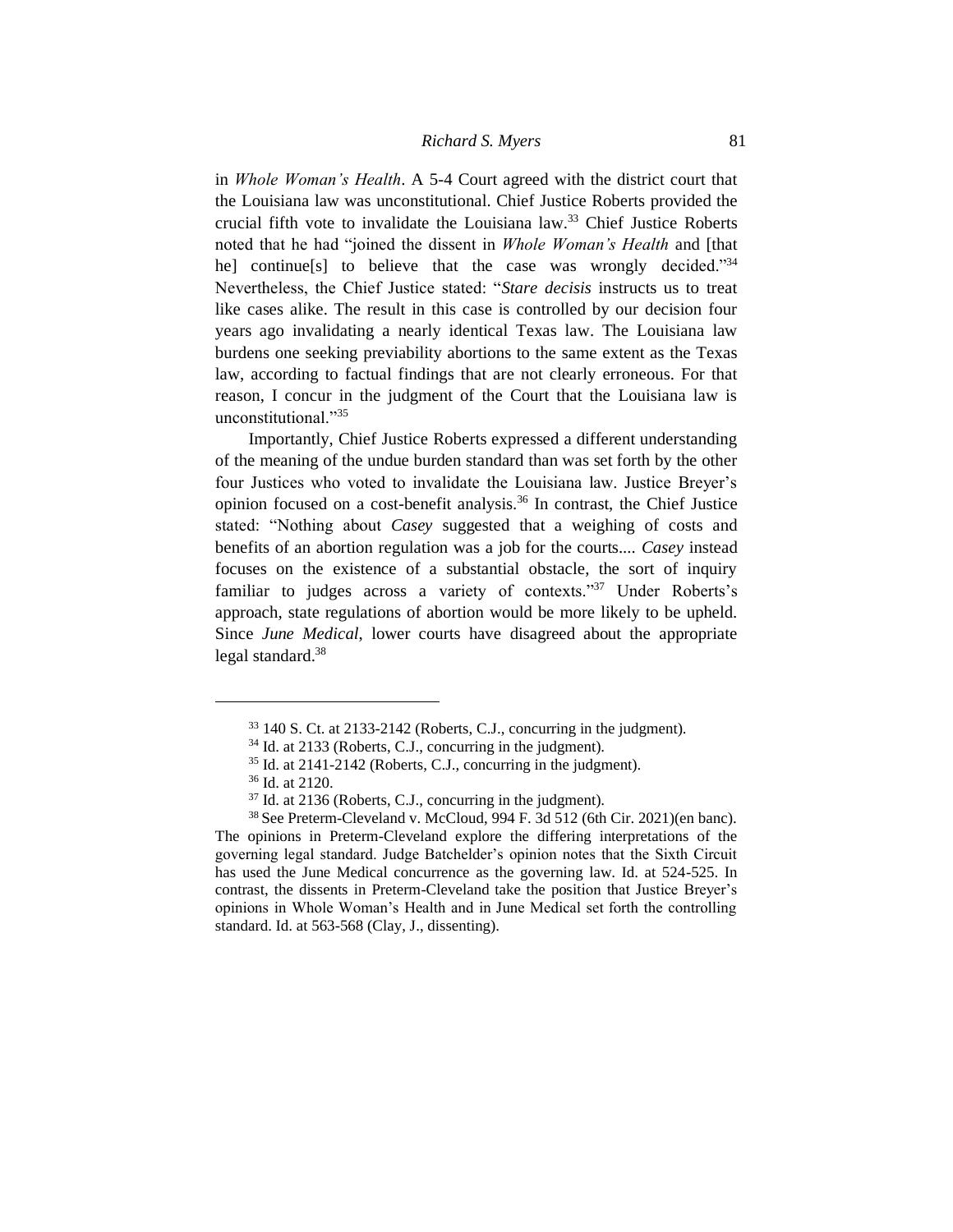in *Whole Woman's Health*. A 5-4 Court agreed with the district court that the Louisiana law was unconstitutional. Chief Justice Roberts provided the crucial fifth vote to invalidate the Louisiana law.[33] Chief Justice Roberts noted that he had "joined the dissent in *Whole Woman's Health* and [that he] continue[s] to believe that the case was wrongly decided."[34] Nevertheless, the Chief Justice stated: "*Stare decisis* instructs us to treat like cases alike. The result in this case is controlled by our decision four years ago invalidating a nearly identical Texas law. The Louisiana law burdens one seeking previability abortions to the same extent as the Texas law, according to factual findings that are not clearly erroneous. For that reason, I concur in the judgment of the Court that the Louisiana law is unconstitutional."[35]

Importantly, Chief Justice Roberts expressed a different understanding of the meaning of the undue burden standard than was set forth by the other four Justices who voted to invalidate the Louisiana law. Justice Breyer's opinion focused on a cost-benefit analysis.[36] In contrast, the Chief Justice stated: "Nothing about *Casey* suggested that a weighing of costs and benefits of an abortion regulation was a job for the courts.... *Casey* instead focuses on the existence of a substantial obstacle, the sort of inquiry familiar to judges across a variety of contexts."[37] Under Roberts's approach, state regulations of abortion would be more likely to be upheld. Since *June Medical*, lower courts have disagreed about the appropriate legal standard.[38]

---

[33] 140 S. Ct. at 2133-2142 (Roberts, C.J., concurring in the judgment).

[34] Id. at 2133 (Roberts, C.J., concurring in the judgment).

[35] Id. at 2141-2142 (Roberts, C.J., concurring in the judgment).

[36] Id. at 2120.

[37] Id. at 2136 (Roberts, C.J., concurring in the judgment).

[38] See Preterm-Cleveland v. McCloud, 994 F. 3d 512 (6th Cir. 2021)(en banc). The opinions in Preterm-Cleveland explore the differing interpretations of the governing legal standard. Judge Batchelder's opinion notes that the Sixth Circuit has used the June Medical concurrence as the governing law. Id. at 524-525. In contrast, the dissents in Preterm-Cleveland take the position that Justice Breyer's opinions in Whole Woman's Health and in June Medical set forth the controlling standard. Id. at 563-568 (Clay, J., dissenting).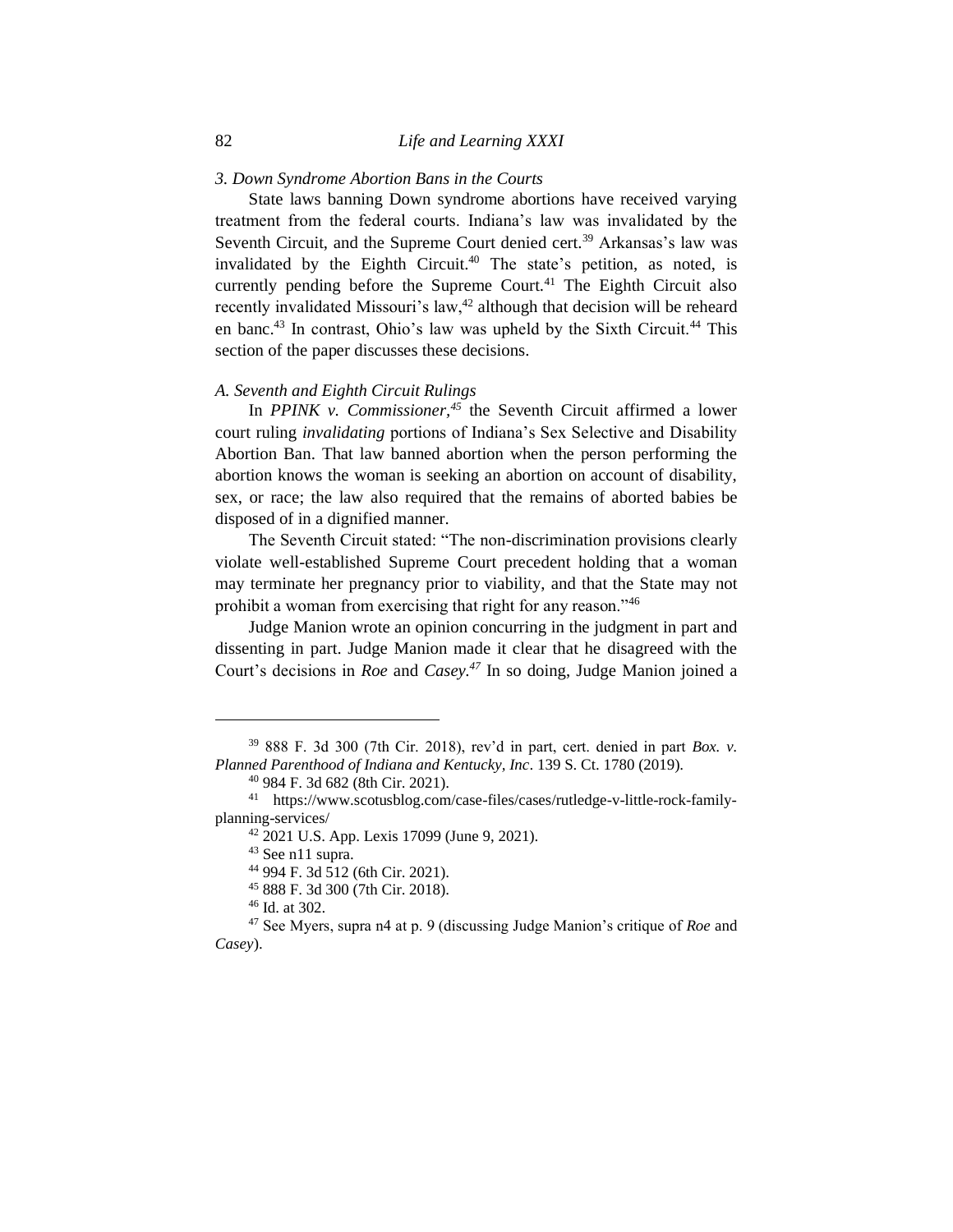### *3. Down Syndrome Abortion Bans in the Courts*

State laws banning Down syndrome abortions have received varying treatment from the federal courts. Indiana's law was invalidated by the Seventh Circuit, and the Supreme Court denied cert.[39] Arkansas's law was invalidated by the Eighth Circuit.[40] The state's petition, as noted, is currently pending before the Supreme Court.[41] The Eighth Circuit also recently invalidated Missouri's law,[42] although that decision will be reheard en banc.[43] In contrast, Ohio's law was upheld by the Sixth Circuit.[44] This section of the paper discusses these decisions.

#### *A. Seventh and Eighth Circuit Rulings*

In *PPINK v. Commissioner,*[45] the Seventh Circuit affirmed a lower court ruling *invalidating* portions of Indiana's Sex Selective and Disability Abortion Ban. That law banned abortion when the person performing the abortion knows the woman is seeking an abortion on account of disability, sex, or race; the law also required that the remains of aborted babies be disposed of in a dignified manner.

The Seventh Circuit stated: "The non-discrimination provisions clearly violate well-established Supreme Court precedent holding that a woman may terminate her pregnancy prior to viability, and that the State may not prohibit a woman from exercising that right for any reason."[46]

Judge Manion wrote an opinion concurring in the judgment in part and dissenting in part. Judge Manion made it clear that he disagreed with the Court's decisions in *Roe* and *Casey.*[47] In so doing, Judge Manion joined a

---

[39] 888 F. 3d 300 (7th Cir. 2018), rev'd in part, cert. denied in part *Box. v. Planned Parenthood of Indiana and Kentucky, Inc*. 139 S. Ct. 1780 (2019).

[40] 984 F. 3d 682 (8th Cir. 2021).

[41] https://www.scotusblog.com/case-files/cases/rutledge-v-little-rock-family-planning-services/

[42] 2021 U.S. App. Lexis 17099 (June 9, 2021).

[43] See n11 supra.

[44] 994 F. 3d 512 (6th Cir. 2021).

[45] 888 F. 3d 300 (7th Cir. 2018).

[46] Id. at 302.

[47] See Myers, supra n4 at p. 9 (discussing Judge Manion's critique of *Roe* and *Casey*).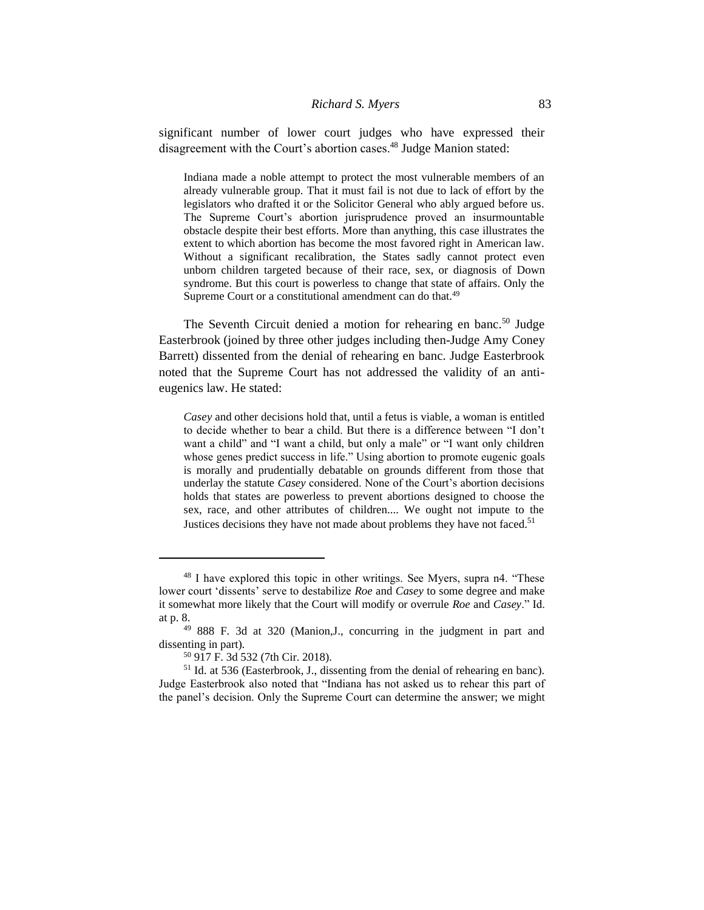significant number of lower court judges who have expressed their disagreement with the Court's abortion cases.[48] Judge Manion stated:

> Indiana made a noble attempt to protect the most vulnerable members of an already vulnerable group. That it must fail is not due to lack of effort by the legislators who drafted it or the Solicitor General who ably argued before us. The Supreme Court's abortion jurisprudence proved an insurmountable obstacle despite their best efforts. More than anything, this case illustrates the extent to which abortion has become the most favored right in American law. Without a significant recalibration, the States sadly cannot protect even unborn children targeted because of their race, sex, or diagnosis of Down syndrome. But this court is powerless to change that state of affairs. Only the Supreme Court or a constitutional amendment can do that.[49]

The Seventh Circuit denied a motion for rehearing en banc.[50] Judge Easterbrook (joined by three other judges including then-Judge Amy Coney Barrett) dissented from the denial of rehearing en banc. Judge Easterbrook noted that the Supreme Court has not addressed the validity of an anti-eugenics law. He stated:

> *Casey* and other decisions hold that, until a fetus is viable, a woman is entitled to decide whether to bear a child. But there is a difference between "I don't want a child" and "I want a child, but only a male" or "I want only children whose genes predict success in life." Using abortion to promote eugenic goals is morally and prudentially debatable on grounds different from those that underlay the statute *Casey* considered. None of the Court's abortion decisions holds that states are powerless to prevent abortions designed to choose the sex, race, and other attributes of children.... We ought not impute to the Justices decisions they have not made about problems they have not faced.[51]

---

[48] I have explored this topic in other writings. See Myers, supra n4. "These lower court 'dissents' serve to destabilize *Roe* and *Casey* to some degree and make it somewhat more likely that the Court will modify or overrule *Roe* and *Casey*." Id. at p. 8.

[49] 888 F. 3d at 320 (Manion,J., concurring in the judgment in part and dissenting in part).

[50] 917 F. 3d 532 (7th Cir. 2018).

[51] Id. at 536 (Easterbrook, J., dissenting from the denial of rehearing en banc). Judge Easterbrook also noted that "Indiana has not asked us to rehear this part of the panel's decision. Only the Supreme Court can determine the answer; we might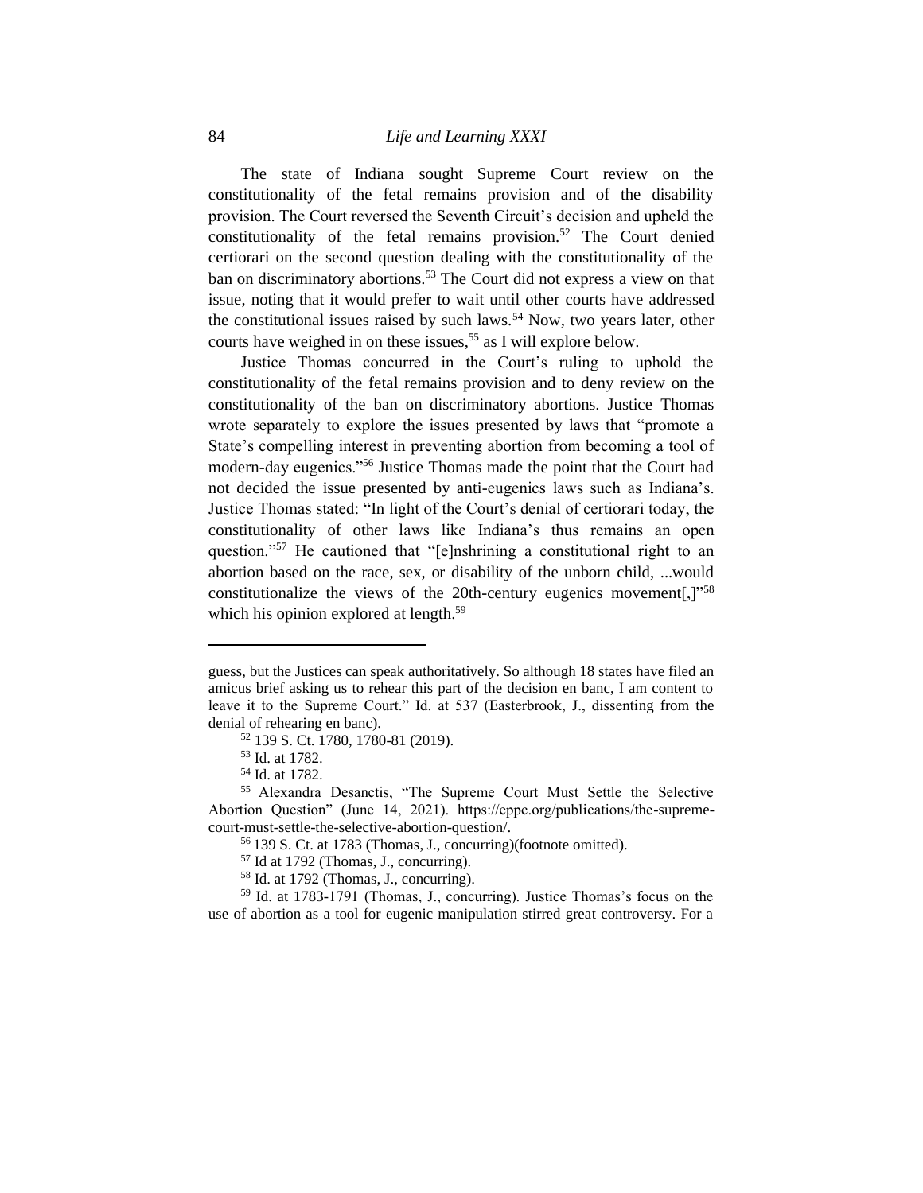The state of Indiana sought Supreme Court review on the constitutionality of the fetal remains provision and of the disability provision. The Court reversed the Seventh Circuit's decision and upheld the constitutionality of the fetal remains provision.[52] The Court denied certiorari on the second question dealing with the constitutionality of the ban on discriminatory abortions.[53] The Court did not express a view on that issue, noting that it would prefer to wait until other courts have addressed the constitutional issues raised by such laws.[54] Now, two years later, other courts have weighed in on these issues,[55] as I will explore below.

Justice Thomas concurred in the Court's ruling to uphold the constitutionality of the fetal remains provision and to deny review on the constitutionality of the ban on discriminatory abortions. Justice Thomas wrote separately to explore the issues presented by laws that "promote a State's compelling interest in preventing abortion from becoming a tool of modern-day eugenics."[56] Justice Thomas made the point that the Court had not decided the issue presented by anti-eugenics laws such as Indiana's. Justice Thomas stated: "In light of the Court's denial of certiorari today, the constitutionality of other laws like Indiana's thus remains an open question."[57] He cautioned that "[e]nshrining a constitutional right to an abortion based on the race, sex, or disability of the unborn child, ...would constitutionalize the views of the 20th-century eugenics movement[,]"[58] which his opinion explored at length.[59]

---

guess, but the Justices can speak authoritatively. So although 18 states have filed an amicus brief asking us to rehear this part of the decision en banc, I am content to leave it to the Supreme Court." Id. at 537 (Easterbrook, J., dissenting from the denial of rehearing en banc).

[52] 139 S. Ct. 1780, 1780-81 (2019).

[53] Id. at 1782.

[54] Id. at 1782.

[55] Alexandra Desanctis, "The Supreme Court Must Settle the Selective Abortion Question" (June 14, 2021). https://eppc.org/publications/the-supreme-court-must-settle-the-selective-abortion-question/.

[56] 139 S. Ct. at 1783 (Thomas, J., concurring)(footnote omitted).

[57] Id at 1792 (Thomas, J., concurring).

[58] Id. at 1792 (Thomas, J., concurring).

[59] Id. at 1783-1791 (Thomas, J., concurring). Justice Thomas's focus on the use of abortion as a tool for eugenic manipulation stirred great controversy. For a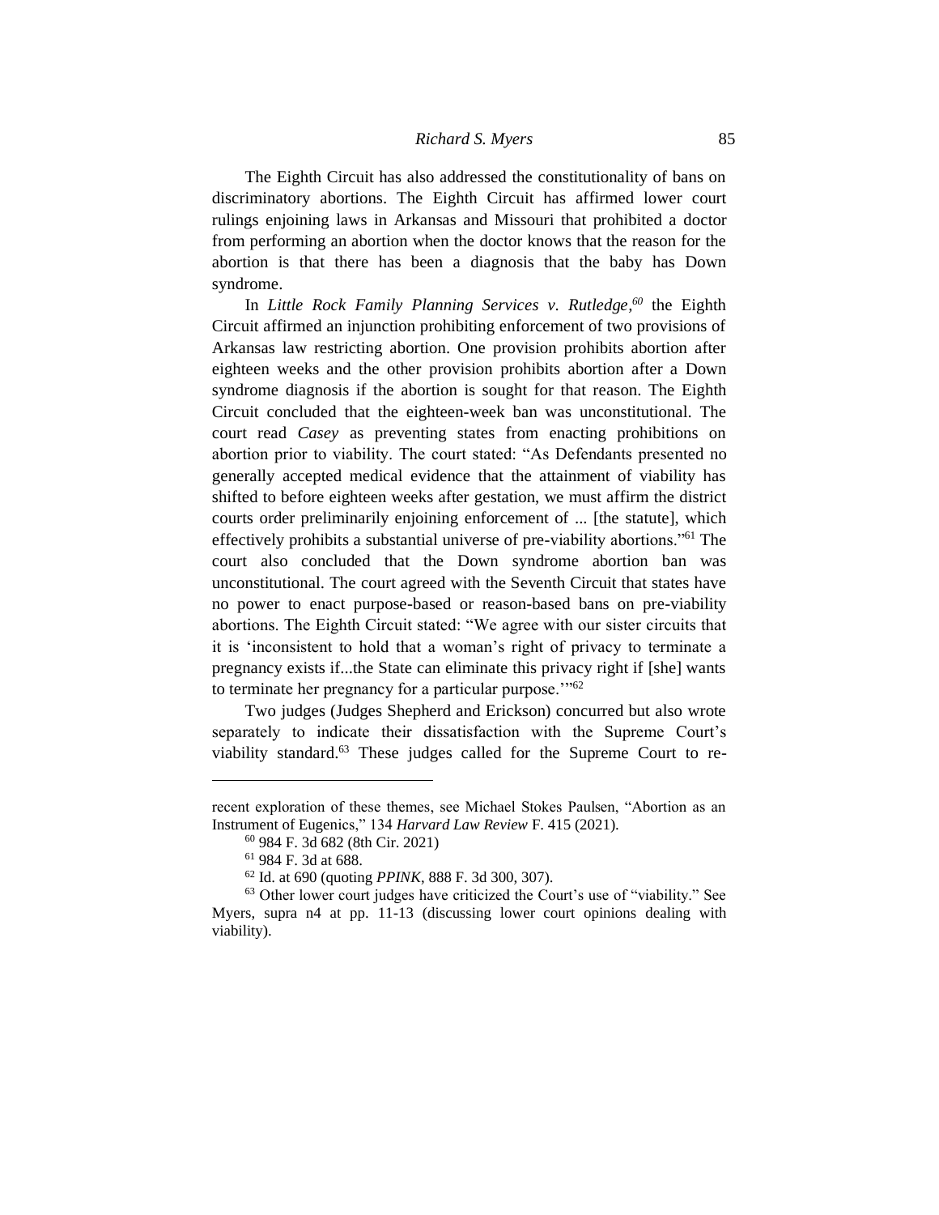The Eighth Circuit has also addressed the constitutionality of bans on discriminatory abortions. The Eighth Circuit has affirmed lower court rulings enjoining laws in Arkansas and Missouri that prohibited a doctor from performing an abortion when the doctor knows that the reason for the abortion is that there has been a diagnosis that the baby has Down syndrome.

In *Little Rock Family Planning Services v. Rutledge,*[60] the Eighth Circuit affirmed an injunction prohibiting enforcement of two provisions of Arkansas law restricting abortion. One provision prohibits abortion after eighteen weeks and the other provision prohibits abortion after a Down syndrome diagnosis if the abortion is sought for that reason. The Eighth Circuit concluded that the eighteen-week ban was unconstitutional. The court read *Casey* as preventing states from enacting prohibitions on abortion prior to viability. The court stated: "As Defendants presented no generally accepted medical evidence that the attainment of viability has shifted to before eighteen weeks after gestation, we must affirm the district courts order preliminarily enjoining enforcement of ... [the statute], which effectively prohibits a substantial universe of pre-viability abortions."[61] The court also concluded that the Down syndrome abortion ban was unconstitutional. The court agreed with the Seventh Circuit that states have no power to enact purpose-based or reason-based bans on pre-viability abortions. The Eighth Circuit stated: "We agree with our sister circuits that it is 'inconsistent to hold that a woman's right of privacy to terminate a pregnancy exists if...the State can eliminate this privacy right if [she] wants to terminate her pregnancy for a particular purpose.'"[62]

Two judges (Judges Shepherd and Erickson) concurred but also wrote separately to indicate their dissatisfaction with the Supreme Court's viability standard.[63] These judges called for the Supreme Court to re-

---

recent exploration of these themes, see Michael Stokes Paulsen, "Abortion as an Instrument of Eugenics," 134 *Harvard Law Review* F. 415 (2021).

[60] 984 F. 3d 682 (8th Cir. 2021)

[61] 984 F. 3d at 688.

[62] Id. at 690 (quoting *PPINK*, 888 F. 3d 300, 307).

[63] Other lower court judges have criticized the Court's use of "viability." See Myers, supra n4 at pp. 11-13 (discussing lower court opinions dealing with viability).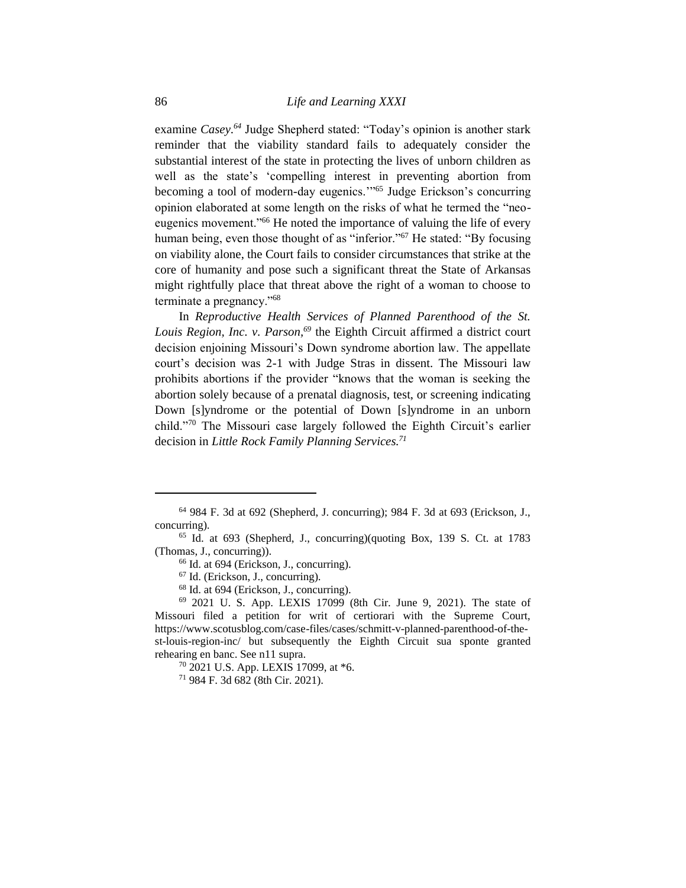examine *Casey*.[64] Judge Shepherd stated: "Today's opinion is another stark reminder that the viability standard fails to adequately consider the substantial interest of the state in protecting the lives of unborn children as well as the state's 'compelling interest in preventing abortion from becoming a tool of modern-day eugenics.'"[65] Judge Erickson's concurring opinion elaborated at some length on the risks of what he termed the "neo-eugenics movement."[66] He noted the importance of valuing the life of every human being, even those thought of as "inferior."[67] He stated: "By focusing on viability alone, the Court fails to consider circumstances that strike at the core of humanity and pose such a significant threat the State of Arkansas might rightfully place that threat above the right of a woman to choose to terminate a pregnancy."[68]

In *Reproductive Health Services of Planned Parenthood of the St. Louis Region, Inc. v. Parson*,[69] the Eighth Circuit affirmed a district court decision enjoining Missouri's Down syndrome abortion law. The appellate court's decision was 2-1 with Judge Stras in dissent. The Missouri law prohibits abortions if the provider "knows that the woman is seeking the abortion solely because of a prenatal diagnosis, test, or screening indicating Down [s]yndrome or the potential of Down [s]yndrome in an unborn child."[70] The Missouri case largely followed the Eighth Circuit's earlier decision in *Little Rock Family Planning Services*.[71]

---

[64] 984 F. 3d at 692 (Shepherd, J. concurring); 984 F. 3d at 693 (Erickson, J., concurring).

[65] Id. at 693 (Shepherd, J., concurring)(quoting Box, 139 S. Ct. at 1783 (Thomas, J., concurring)).

[66] Id. at 694 (Erickson, J., concurring).

[67] Id. (Erickson, J., concurring).

[68] Id. at 694 (Erickson, J., concurring).

[69] 2021 U. S. App. LEXIS 17099 (8th Cir. June 9, 2021). The state of Missouri filed a petition for writ of certiorari with the Supreme Court, https://www.scotusblog.com/case-files/cases/schmitt-v-planned-parenthood-of-the-st-louis-region-inc/ but subsequently the Eighth Circuit sua sponte granted rehearing en banc. See n11 supra.

[70] 2021 U.S. App. LEXIS 17099, at *6.

[71] 984 F. 3d 682 (8th Cir. 2021).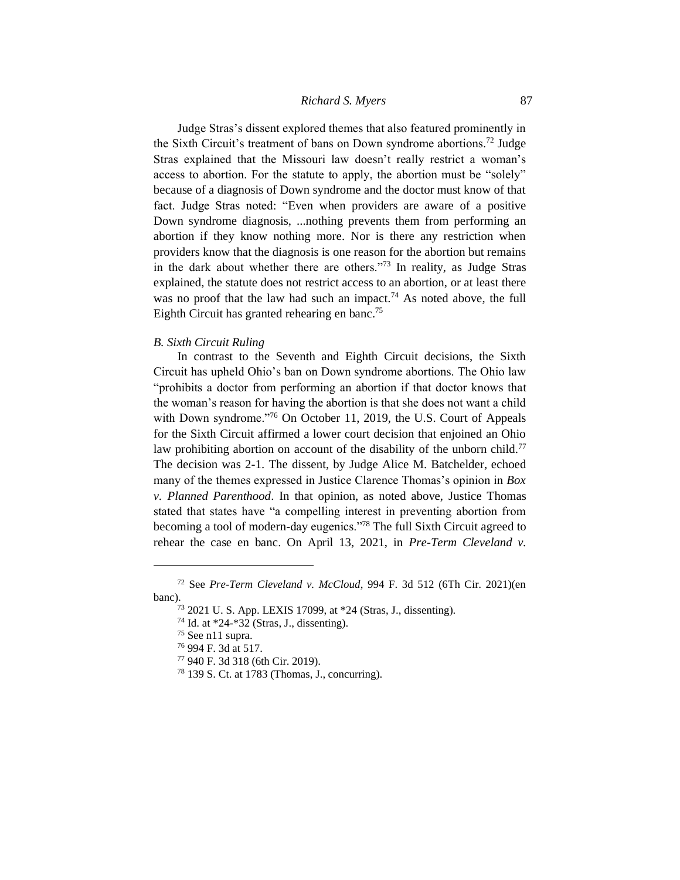Judge Stras's dissent explored themes that also featured prominently in the Sixth Circuit's treatment of bans on Down syndrome abortions.[72] Judge Stras explained that the Missouri law doesn't really restrict a woman's access to abortion. For the statute to apply, the abortion must be "solely" because of a diagnosis of Down syndrome and the doctor must know of that fact. Judge Stras noted: "Even when providers are aware of a positive Down syndrome diagnosis, ...nothing prevents them from performing an abortion if they know nothing more. Nor is there any restriction when providers know that the diagnosis is one reason for the abortion but remains in the dark about whether there are others."[73] In reality, as Judge Stras explained, the statute does not restrict access to an abortion, or at least there was no proof that the law had such an impact.[74] As noted above, the full Eighth Circuit has granted rehearing en banc.[75]

*B. Sixth Circuit Ruling*

In contrast to the Seventh and Eighth Circuit decisions, the Sixth Circuit has upheld Ohio's ban on Down syndrome abortions. The Ohio law "prohibits a doctor from performing an abortion if that doctor knows that the woman's reason for having the abortion is that she does not want a child with Down syndrome."[76] On October 11, 2019, the U.S. Court of Appeals for the Sixth Circuit affirmed a lower court decision that enjoined an Ohio law prohibiting abortion on account of the disability of the unborn child.[77] The decision was 2-1. The dissent, by Judge Alice M. Batchelder, echoed many of the themes expressed in Justice Clarence Thomas's opinion in *Box v. Planned Parenthood*. In that opinion, as noted above, Justice Thomas stated that states have "a compelling interest in preventing abortion from becoming a tool of modern-day eugenics."[78] The full Sixth Circuit agreed to rehear the case en banc. On April 13, 2021, in *Pre-Term Cleveland v.*

---

[72] See *Pre-Term Cleveland v. McCloud*, 994 F. 3d 512 (6Th Cir. 2021)(en banc).

[73] 2021 U. S. App. LEXIS 17099, at *24 (Stras, J., dissenting).

[74] Id. at *24-*32 (Stras, J., dissenting).

[75] See n11 supra.

[76] 994 F. 3d at 517.

[77] 940 F. 3d 318 (6th Cir. 2019).

[78] 139 S. Ct. at 1783 (Thomas, J., concurring).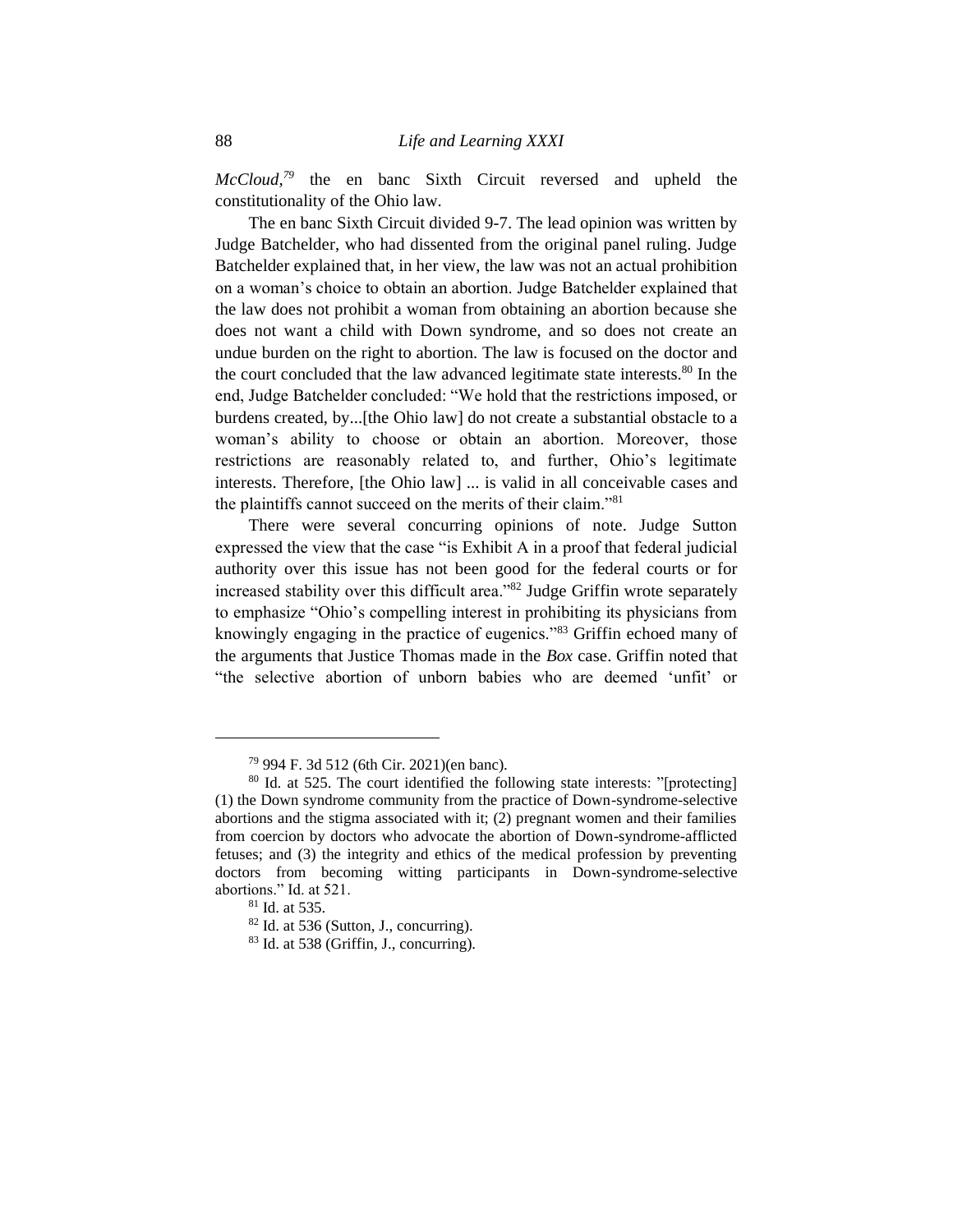*McCloud*,[79] the en banc Sixth Circuit reversed and upheld the constitutionality of the Ohio law.

The en banc Sixth Circuit divided 9-7. The lead opinion was written by Judge Batchelder, who had dissented from the original panel ruling. Judge Batchelder explained that, in her view, the law was not an actual prohibition on a woman's choice to obtain an abortion. Judge Batchelder explained that the law does not prohibit a woman from obtaining an abortion because she does not want a child with Down syndrome, and so does not create an undue burden on the right to abortion. The law is focused on the doctor and the court concluded that the law advanced legitimate state interests.[80] In the end, Judge Batchelder concluded: "We hold that the restrictions imposed, or burdens created, by...[the Ohio law] do not create a substantial obstacle to a woman's ability to choose or obtain an abortion. Moreover, those restrictions are reasonably related to, and further, Ohio's legitimate interests. Therefore, [the Ohio law] ... is valid in all conceivable cases and the plaintiffs cannot succeed on the merits of their claim."[81]

There were several concurring opinions of note. Judge Sutton expressed the view that the case "is Exhibit A in a proof that federal judicial authority over this issue has not been good for the federal courts or for increased stability over this difficult area."[82] Judge Griffin wrote separately to emphasize "Ohio's compelling interest in prohibiting its physicians from knowingly engaging in the practice of eugenics."[83] Griffin echoed many of the arguments that Justice Thomas made in the *Box* case. Griffin noted that "the selective abortion of unborn babies who are deemed 'unfit' or

---

[79] 994 F. 3d 512 (6th Cir. 2021)(en banc).

[80] Id. at 525. The court identified the following state interests: "[protecting] (1) the Down syndrome community from the practice of Down-syndrome-selective abortions and the stigma associated with it; (2) pregnant women and their families from coercion by doctors who advocate the abortion of Down-syndrome-afflicted fetuses; and (3) the integrity and ethics of the medical profession by preventing doctors from becoming witting participants in Down-syndrome-selective abortions." Id. at 521.

[81] Id. at 535.

[82] Id. at 536 (Sutton, J., concurring).

[83] Id. at 538 (Griffin, J., concurring).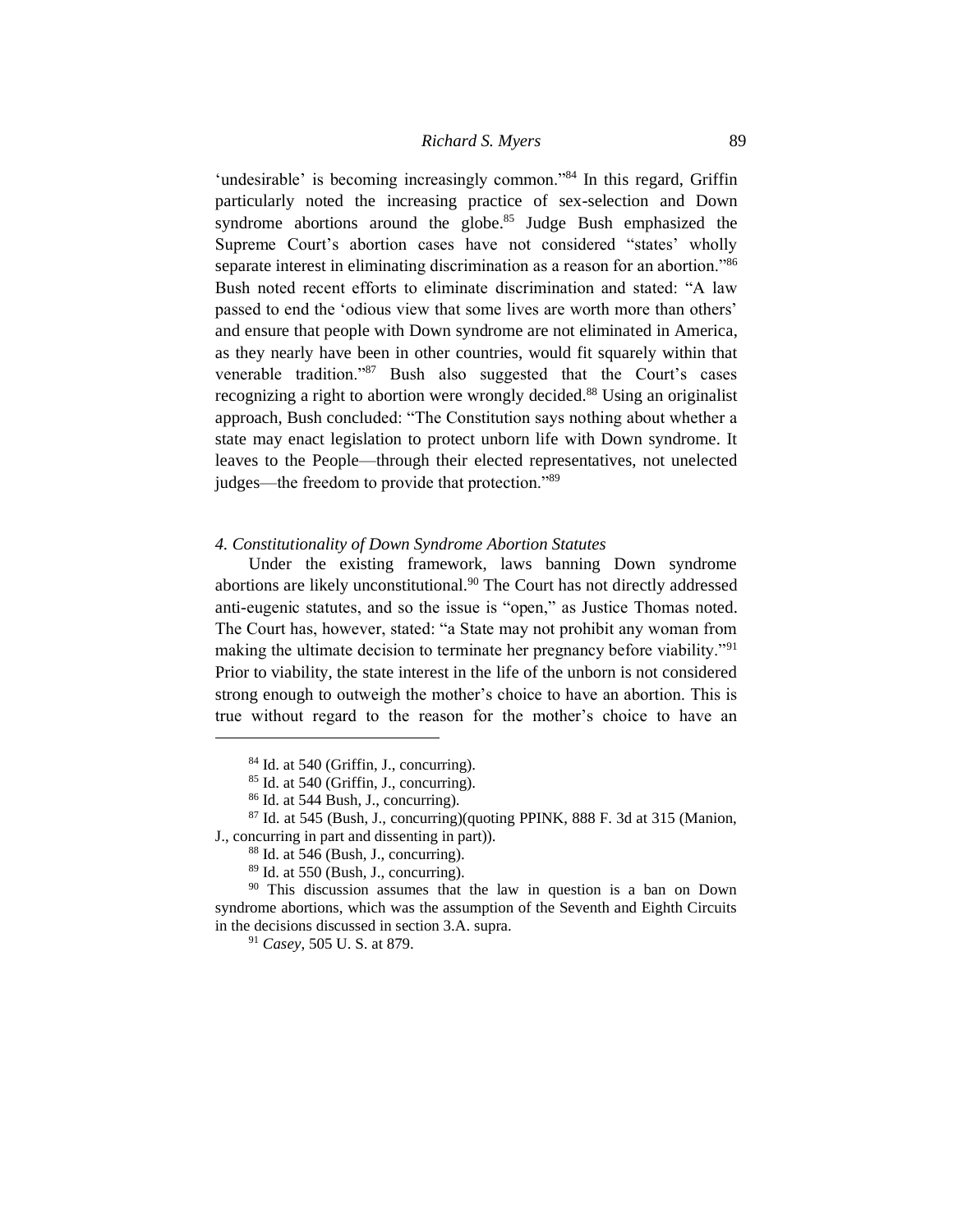'undesirable' is becoming increasingly common."[84] In this regard, Griffin particularly noted the increasing practice of sex-selection and Down syndrome abortions around the globe.[85] Judge Bush emphasized the Supreme Court's abortion cases have not considered "states' wholly separate interest in eliminating discrimination as a reason for an abortion."[86] Bush noted recent efforts to eliminate discrimination and stated: "A law passed to end the 'odious view that some lives are worth more than others' and ensure that people with Down syndrome are not eliminated in America, as they nearly have been in other countries, would fit squarely within that venerable tradition."[87] Bush also suggested that the Court's cases recognizing a right to abortion were wrongly decided.[88] Using an originalist approach, Bush concluded: "The Constitution says nothing about whether a state may enact legislation to protect unborn life with Down syndrome. It leaves to the People—through their elected representatives, not unelected judges—the freedom to provide that protection."[89]

*4. Constitutionality of Down Syndrome Abortion Statutes*

Under the existing framework, laws banning Down syndrome abortions are likely unconstitutional.[90] The Court has not directly addressed anti-eugenic statutes, and so the issue is "open," as Justice Thomas noted. The Court has, however, stated: "a State may not prohibit any woman from making the ultimate decision to terminate her pregnancy before viability."[91] Prior to viability, the state interest in the life of the unborn is not considered strong enough to outweigh the mother's choice to have an abortion. This is true without regard to the reason for the mother's choice to have an

---

[84] Id. at 540 (Griffin, J., concurring).

[85] Id. at 540 (Griffin, J., concurring).

[86] Id. at 544 Bush, J., concurring).

[87] Id. at 545 (Bush, J., concurring)(quoting PPINK, 888 F. 3d at 315 (Manion, J., concurring in part and dissenting in part)).

[88] Id. at 546 (Bush, J., concurring).

[89] Id. at 550 (Bush, J., concurring).

[90] This discussion assumes that the law in question is a ban on Down syndrome abortions, which was the assumption of the Seventh and Eighth Circuits in the decisions discussed in section 3.A. supra.

[91] *Casey*, 505 U. S. at 879.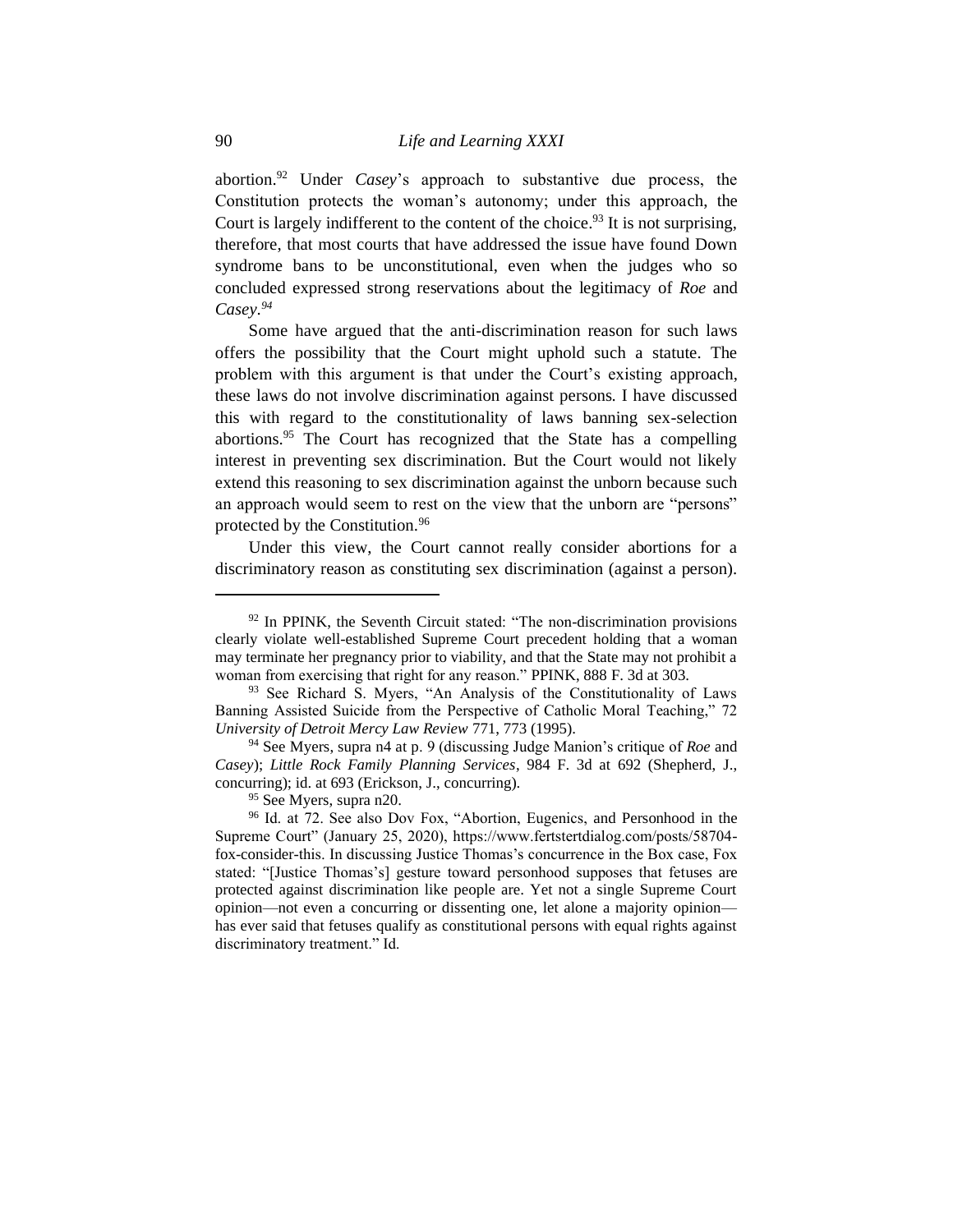abortion.[92] Under *Casey*'s approach to substantive due process, the Constitution protects the woman's autonomy; under this approach, the Court is largely indifferent to the content of the choice.[93] It is not surprising, therefore, that most courts that have addressed the issue have found Down syndrome bans to be unconstitutional, even when the judges who so concluded expressed strong reservations about the legitimacy of *Roe* and *Casey*.[94]

Some have argued that the anti-discrimination reason for such laws offers the possibility that the Court might uphold such a statute. The problem with this argument is that under the Court's existing approach, these laws do not involve discrimination against persons. I have discussed this with regard to the constitutionality of laws banning sex-selection abortions.[95] The Court has recognized that the State has a compelling interest in preventing sex discrimination. But the Court would not likely extend this reasoning to sex discrimination against the unborn because such an approach would seem to rest on the view that the unborn are "persons" protected by the Constitution.[96]

Under this view, the Court cannot really consider abortions for a discriminatory reason as constituting sex discrimination (against a person).

---

[92] In PPINK, the Seventh Circuit stated: "The non-discrimination provisions clearly violate well-established Supreme Court precedent holding that a woman may terminate her pregnancy prior to viability, and that the State may not prohibit a woman from exercising that right for any reason." PPINK, 888 F. 3d at 303.

[93] See Richard S. Myers, "An Analysis of the Constitutionality of Laws Banning Assisted Suicide from the Perspective of Catholic Moral Teaching," 72 *University of Detroit Mercy Law Review* 771, 773 (1995).

[94] See Myers, supra n4 at p. 9 (discussing Judge Manion's critique of *Roe* and *Casey*); *Little Rock Family Planning Services*, 984 F. 3d at 692 (Shepherd, J., concurring); id. at 693 (Erickson, J., concurring).

[95] See Myers, supra n20.

[96] Id. at 72. See also Dov Fox, "Abortion, Eugenics, and Personhood in the Supreme Court" (January 25, 2020), https://www.fertstertdialog.com/posts/58704-fox-consider-this. In discussing Justice Thomas's concurrence in the Box case, Fox stated: "[Justice Thomas's] gesture toward personhood supposes that fetuses are protected against discrimination like people are. Yet not a single Supreme Court opinion—not even a concurring or dissenting one, let alone a majority opinion—has ever said that fetuses qualify as constitutional persons with equal rights against discriminatory treatment." Id.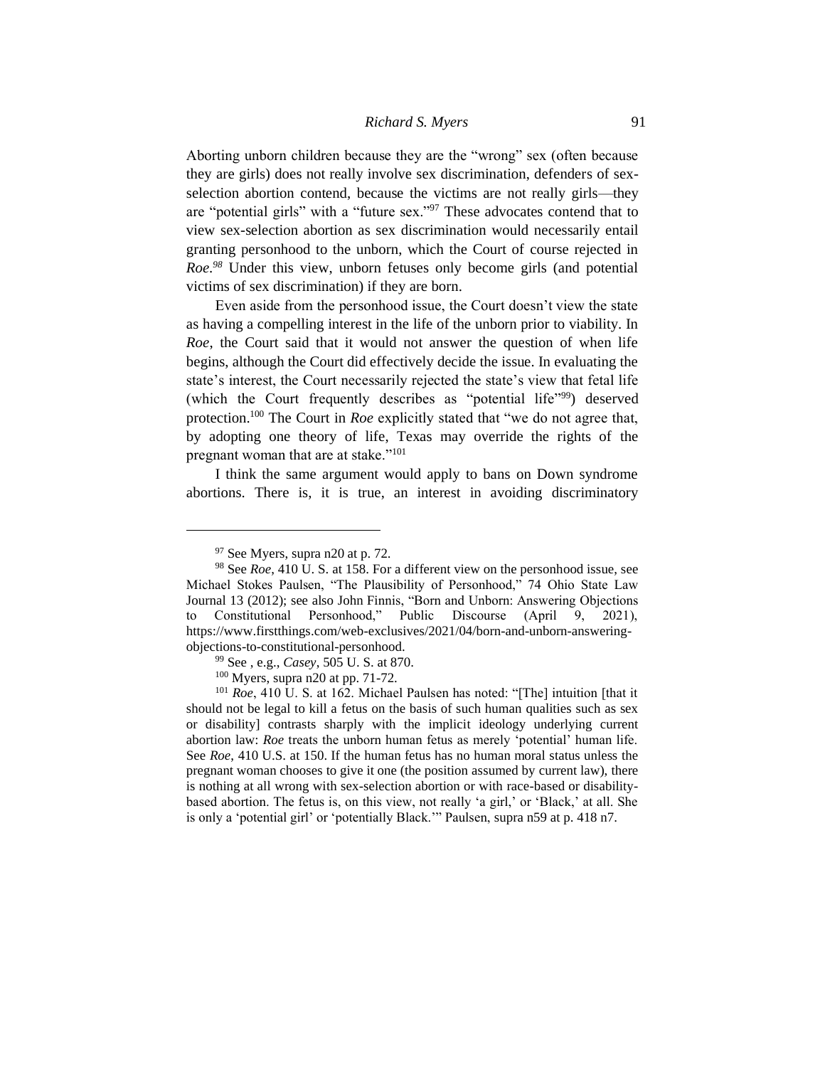Aborting unborn children because they are the "wrong" sex (often because they are girls) does not really involve sex discrimination, defenders of sex-selection abortion contend, because the victims are not really girls—they are "potential girls" with a "future sex."[97] These advocates contend that to view sex-selection abortion as sex discrimination would necessarily entail granting personhood to the unborn, which the Court of course rejected in *Roe*.[98] Under this view, unborn fetuses only become girls (and potential victims of sex discrimination) if they are born.

Even aside from the personhood issue, the Court doesn't view the state as having a compelling interest in the life of the unborn prior to viability. In *Roe*, the Court said that it would not answer the question of when life begins, although the Court did effectively decide the issue. In evaluating the state's interest, the Court necessarily rejected the state's view that fetal life (which the Court frequently describes as "potential life"[99]) deserved protection.[100] The Court in *Roe* explicitly stated that "we do not agree that, by adopting one theory of life, Texas may override the rights of the pregnant woman that are at stake."[101]

I think the same argument would apply to bans on Down syndrome abortions. There is, it is true, an interest in avoiding discriminatory

---

[97] See Myers, supra n20 at p. 72.

[98] See *Roe*, 410 U. S. at 158. For a different view on the personhood issue, see Michael Stokes Paulsen, "The Plausibility of Personhood," 74 Ohio State Law Journal 13 (2012); see also John Finnis, "Born and Unborn: Answering Objections to Constitutional Personhood," Public Discourse (April 9, 2021), https://www.firstthings.com/web-exclusives/2021/04/born-and-unborn-answering-objections-to-constitutional-personhood.

[99] See , e.g., *Casey*, 505 U. S. at 870.

[100] Myers, supra n20 at pp. 71-72.

[101] *Roe*, 410 U. S. at 162. Michael Paulsen has noted: "[The] intuition [that it should not be legal to kill a fetus on the basis of such human qualities such as sex or disability] contrasts sharply with the implicit ideology underlying current abortion law: *Roe* treats the unborn human fetus as merely 'potential' human life. See *Roe*, 410 U.S. at 150. If the human fetus has no human moral status unless the pregnant woman chooses to give it one (the position assumed by current law), there is nothing at all wrong with sex-selection abortion or with race-based or disability-based abortion. The fetus is, on this view, not really 'a girl,' or 'Black,' at all. She is only a 'potential girl' or 'potentially Black.'" Paulsen, supra n59 at p. 418 n7.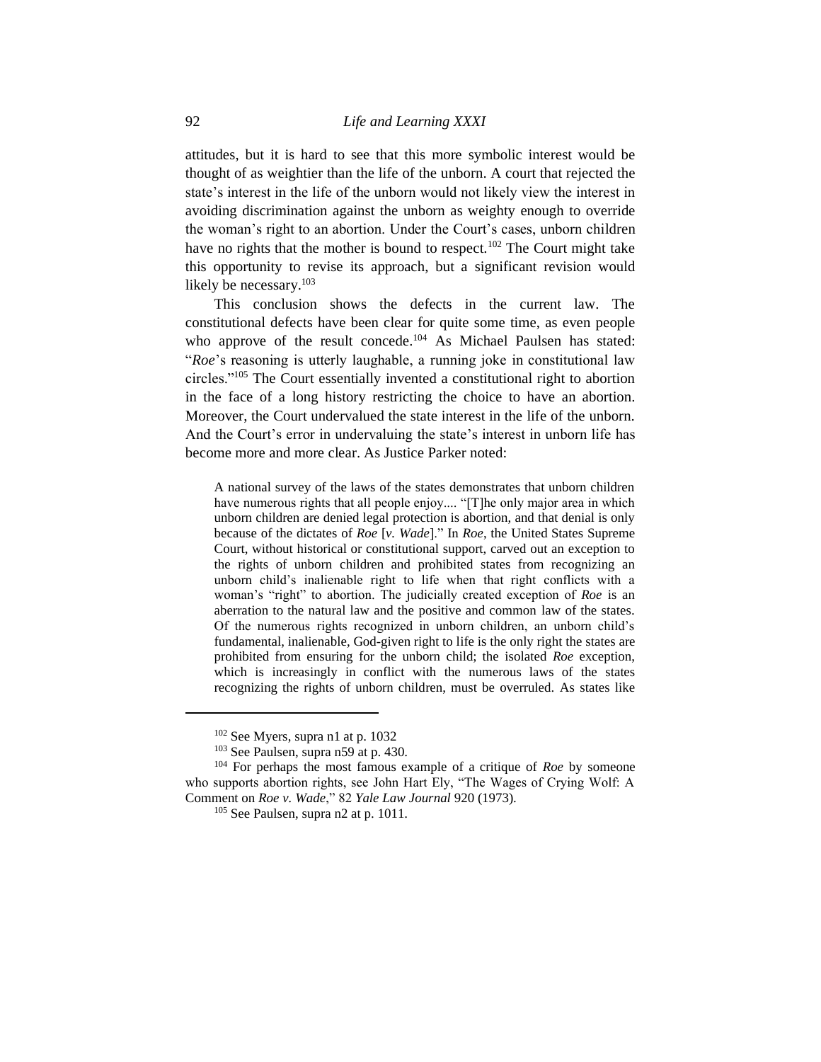attitudes, but it is hard to see that this more symbolic interest would be thought of as weightier than the life of the unborn. A court that rejected the state's interest in the life of the unborn would not likely view the interest in avoiding discrimination against the unborn as weighty enough to override the woman's right to an abortion. Under the Court's cases, unborn children have no rights that the mother is bound to respect.[102] The Court might take this opportunity to revise its approach, but a significant revision would likely be necessary.[103]

This conclusion shows the defects in the current law. The constitutional defects have been clear for quite some time, as even people who approve of the result concede.[104] As Michael Paulsen has stated: "*Roe*'s reasoning is utterly laughable, a running joke in constitutional law circles."[105] The Court essentially invented a constitutional right to abortion in the face of a long history restricting the choice to have an abortion. Moreover, the Court undervalued the state interest in the life of the unborn. And the Court's error in undervaluing the state's interest in unborn life has become more and more clear. As Justice Parker noted:

> A national survey of the laws of the states demonstrates that unborn children have numerous rights that all people enjoy.... "[T]he only major area in which unborn children are denied legal protection is abortion, and that denial is only because of the dictates of *Roe* [*v. Wade*]." In *Roe*, the United States Supreme Court, without historical or constitutional support, carved out an exception to the rights of unborn children and prohibited states from recognizing an unborn child's inalienable right to life when that right conflicts with a woman's "right" to abortion. The judicially created exception of *Roe* is an aberration to the natural law and the positive and common law of the states. Of the numerous rights recognized in unborn children, an unborn child's fundamental, inalienable, God-given right to life is the only right the states are prohibited from ensuring for the unborn child; the isolated *Roe* exception, which is increasingly in conflict with the numerous laws of the states recognizing the rights of unborn children, must be overruled. As states like

---

[102] See Myers, supra n1 at p. 1032

[103] See Paulsen, supra n59 at p. 430.

[104] For perhaps the most famous example of a critique of *Roe* by someone who supports abortion rights, see John Hart Ely, "The Wages of Crying Wolf: A Comment on *Roe v. Wade*," 82 *Yale Law Journal* 920 (1973).

[105] See Paulsen, supra n2 at p. 1011.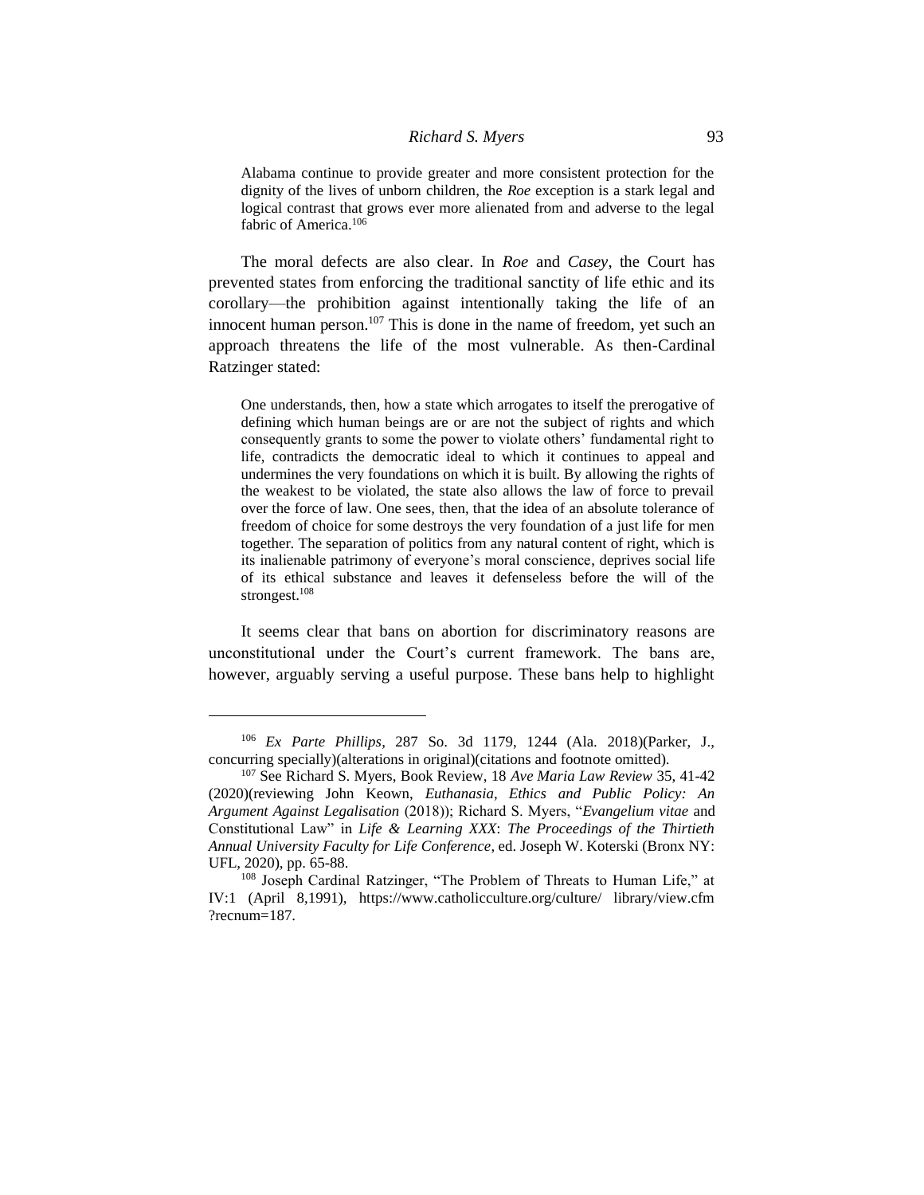> Alabama continue to provide greater and more consistent protection for the dignity of the lives of unborn children, the *Roe* exception is a stark legal and logical contrast that grows ever more alienated from and adverse to the legal fabric of America.[106]

The moral defects are also clear. In *Roe* and *Casey*, the Court has prevented states from enforcing the traditional sanctity of life ethic and its corollary—the prohibition against intentionally taking the life of an innocent human person.[107] This is done in the name of freedom, yet such an approach threatens the life of the most vulnerable. As then-Cardinal Ratzinger stated:

> One understands, then, how a state which arrogates to itself the prerogative of defining which human beings are or are not the subject of rights and which consequently grants to some the power to violate others' fundamental right to life, contradicts the democratic ideal to which it continues to appeal and undermines the very foundations on which it is built. By allowing the rights of the weakest to be violated, the state also allows the law of force to prevail over the force of law. One sees, then, that the idea of an absolute tolerance of freedom of choice for some destroys the very foundation of a just life for men together. The separation of politics from any natural content of right, which is its inalienable patrimony of everyone's moral conscience, deprives social life of its ethical substance and leaves it defenseless before the will of the strongest.[108]

It seems clear that bans on abortion for discriminatory reasons are unconstitutional under the Court's current framework. The bans are, however, arguably serving a useful purpose. These bans help to highlight

---

[106] *Ex Parte Phillips*, 287 So. 3d 1179, 1244 (Ala. 2018)(Parker, J., concurring specially)(alterations in original)(citations and footnote omitted).

[107] See Richard S. Myers, Book Review, 18 *Ave Maria Law Review* 35, 41-42 (2020)(reviewing John Keown, *Euthanasia, Ethics and Public Policy: An Argument Against Legalisation* (2018)); Richard S. Myers, "*Evangelium vitae* and Constitutional Law" in *Life & Learning XXX*: *The Proceedings of the Thirtieth Annual University Faculty for Life Conference*, ed. Joseph W. Koterski (Bronx NY: UFL, 2020), pp. 65-88.

[108] Joseph Cardinal Ratzinger, "The Problem of Threats to Human Life," at IV:1 (April 8,1991), https://www.catholicculture.org/culture/ library/view.cfm ?recnum=187.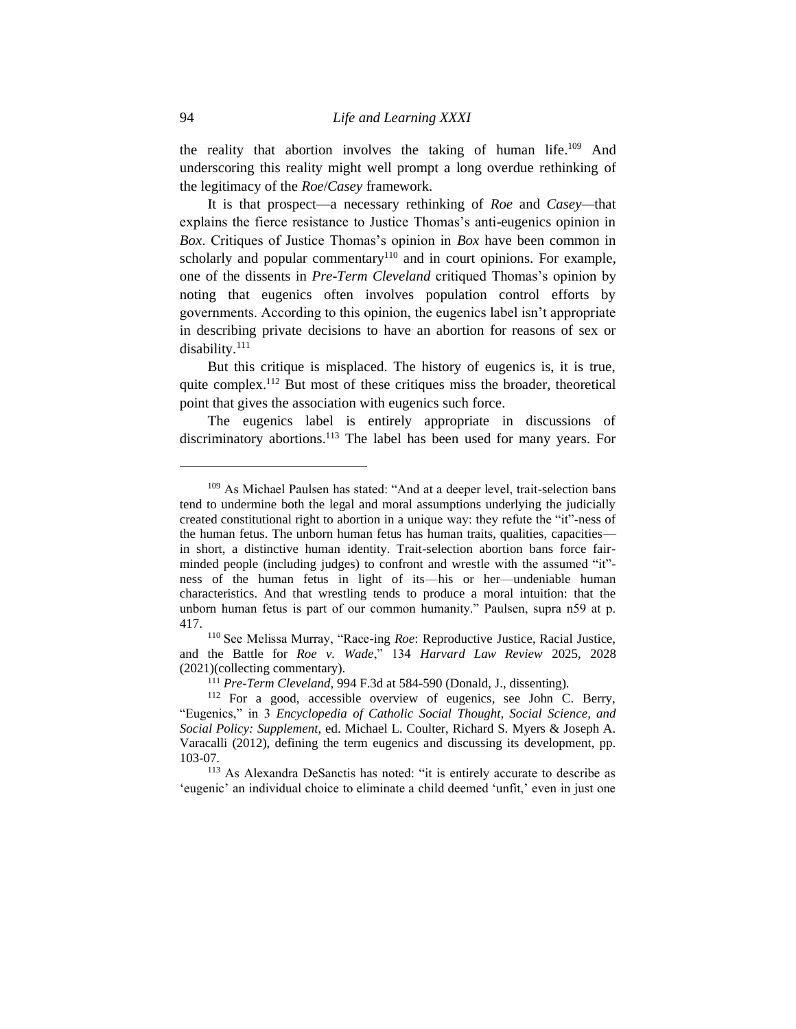the reality that abortion involves the taking of human life.[109] And underscoring this reality might well prompt a long overdue rethinking of the legitimacy of the *Roe*/*Casey* framework.

It is that prospect—a necessary rethinking of *Roe* and *Casey*—that explains the fierce resistance to Justice Thomas's anti-eugenics opinion in *Box*. Critiques of Justice Thomas's opinion in *Box* have been common in scholarly and popular commentary[110] and in court opinions. For example, one of the dissents in *Pre-Term Cleveland* critiqued Thomas's opinion by noting that eugenics often involves population control efforts by governments. According to this opinion, the eugenics label isn't appropriate in describing private decisions to have an abortion for reasons of sex or disability.[111]

But this critique is misplaced. The history of eugenics is, it is true, quite complex.[112] But most of these critiques miss the broader, theoretical point that gives the association with eugenics such force.

The eugenics label is entirely appropriate in discussions of discriminatory abortions.[113] The label has been used for many years. For

---

[109] As Michael Paulsen has stated: "And at a deeper level, trait-selection bans tend to undermine both the legal and moral assumptions underlying the judicially created constitutional right to abortion in a unique way: they refute the "it"-ness of the human fetus. The unborn human fetus has human traits, qualities, capacities—in short, a distinctive human identity. Trait-selection abortion bans force fair-minded people (including judges) to confront and wrestle with the assumed "it"-ness of the human fetus in light of its—his or her—undeniable human characteristics. And that wrestling tends to produce a moral intuition: that the unborn human fetus is part of our common humanity." Paulsen, supra n59 at p. 417.

[110] See Melissa Murray, "Race-ing *Roe*: Reproductive Justice, Racial Justice, and the Battle for *Roe v. Wade*," 134 *Harvard Law Review* 2025, 2028 (2021)(collecting commentary).

[111] *Pre-Term Cleveland*, 994 F.3d at 584-590 (Donald, J., dissenting).

[112] For a good, accessible overview of eugenics, see John C. Berry, "Eugenics," in 3 *Encyclopedia of Catholic Social Thought, Social Science, and Social Policy: Supplement*, ed. Michael L. Coulter, Richard S. Myers & Joseph A. Varacalli (2012), defining the term eugenics and discussing its development, pp. 103-07.

[113] As Alexandra DeSanctis has noted: "it is entirely accurate to describe as 'eugenic' an individual choice to eliminate a child deemed 'unfit,' even in just one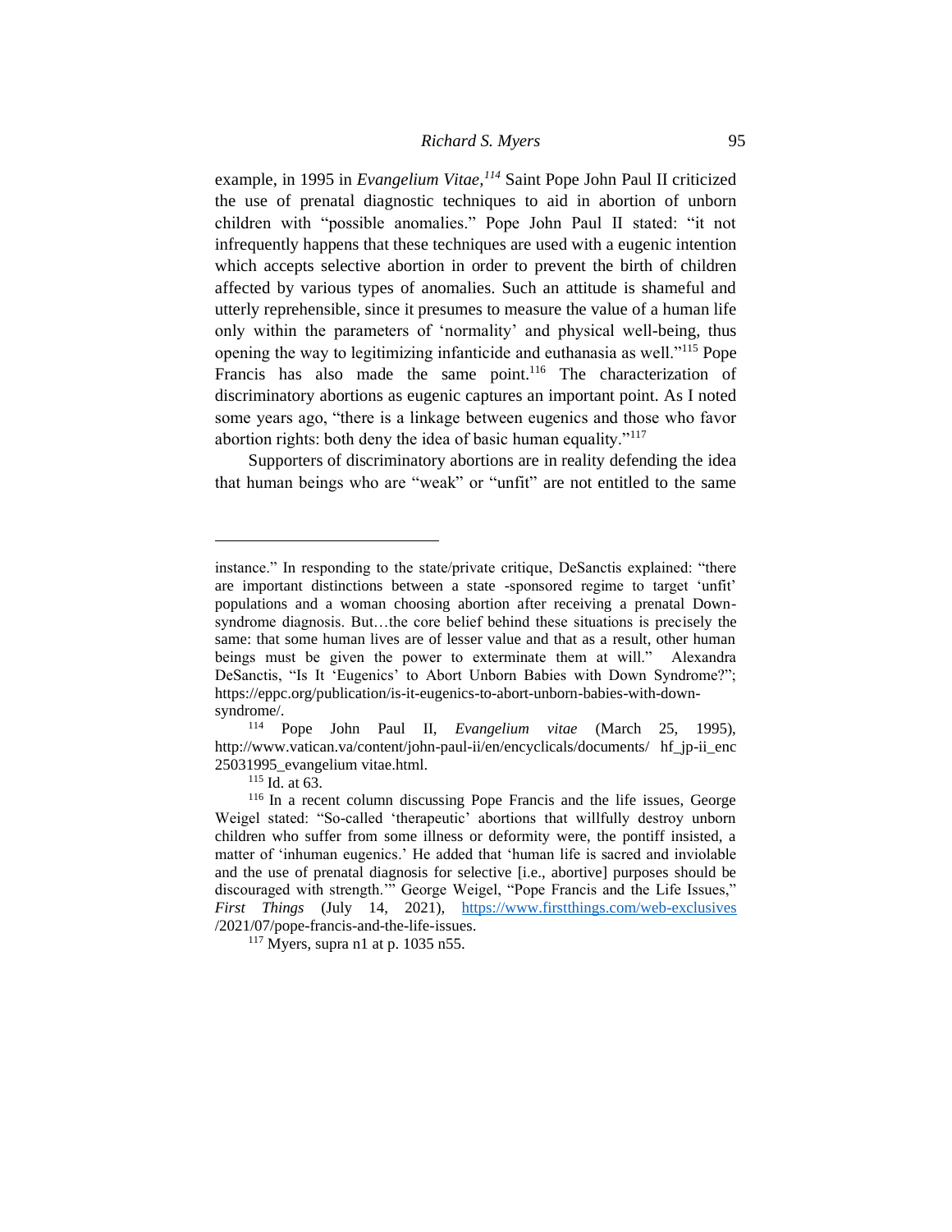example, in 1995 in *Evangelium Vitae*,[114] Saint Pope John Paul II criticized the use of prenatal diagnostic techniques to aid in abortion of unborn children with "possible anomalies." Pope John Paul II stated: "it not infrequently happens that these techniques are used with a eugenic intention which accepts selective abortion in order to prevent the birth of children affected by various types of anomalies. Such an attitude is shameful and utterly reprehensible, since it presumes to measure the value of a human life only within the parameters of 'normality' and physical well-being, thus opening the way to legitimizing infanticide and euthanasia as well."[115] Pope Francis has also made the same point.[116] The characterization of discriminatory abortions as eugenic captures an important point. As I noted some years ago, "there is a linkage between eugenics and those who favor abortion rights: both deny the idea of basic human equality."[117]

Supporters of discriminatory abortions are in reality defending the idea that human beings who are "weak" or "unfit" are not entitled to the same

---

instance." In responding to the state/private critique, DeSanctis explained: "there are important distinctions between a state -sponsored regime to target 'unfit' populations and a woman choosing abortion after receiving a prenatal Down-syndrome diagnosis. But…the core belief behind these situations is precisely the same: that some human lives are of lesser value and that as a result, other human beings must be given the power to exterminate them at will." Alexandra DeSanctis, "Is It 'Eugenics' to Abort Unborn Babies with Down Syndrome?"; https://eppc.org/publication/is-it-eugenics-to-abort-unborn-babies-with-down-syndrome/.

[114] Pope John Paul II, *Evangelium vitae* (March 25, 1995), http://www.vatican.va/content/john-paul-ii/en/encyclicals/documents/ hf_jp-ii_enc 25031995_evangelium vitae.html.

[115] Id. at 63.

[116] In a recent column discussing Pope Francis and the life issues, George Weigel stated: "So-called 'therapeutic' abortions that willfully destroy unborn children who suffer from some illness or deformity were, the pontiff insisted, a matter of 'inhuman eugenics.' He added that 'human life is sacred and inviolable and the use of prenatal diagnosis for selective [i.e., abortive] purposes should be discouraged with strength.'" George Weigel, "Pope Francis and the Life Issues," *First Things* (July 14, 2021), https://www.firstthings.com/web-exclusives /2021/07/pope-francis-and-the-life-issues.

[117] Myers, supra n1 at p. 1035 n55.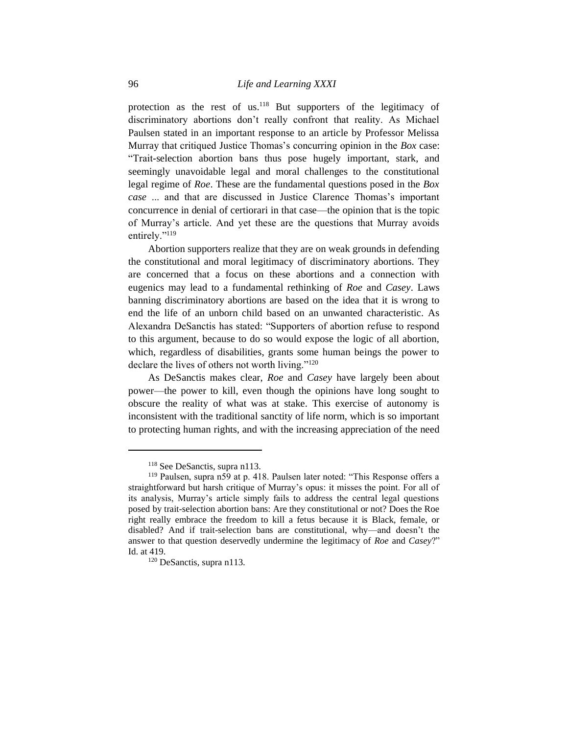protection as the rest of us.[118] But supporters of the legitimacy of discriminatory abortions don't really confront that reality. As Michael Paulsen stated in an important response to an article by Professor Melissa Murray that critiqued Justice Thomas's concurring opinion in the *Box* case: "Trait-selection abortion bans thus pose hugely important, stark, and seemingly unavoidable legal and moral challenges to the constitutional legal regime of *Roe*. These are the fundamental questions posed in the *Box case* ... and that are discussed in Justice Clarence Thomas's important concurrence in denial of certiorari in that case—the opinion that is the topic of Murray's article. And yet these are the questions that Murray avoids entirely."[119]

Abortion supporters realize that they are on weak grounds in defending the constitutional and moral legitimacy of discriminatory abortions. They are concerned that a focus on these abortions and a connection with eugenics may lead to a fundamental rethinking of *Roe* and *Casey*. Laws banning discriminatory abortions are based on the idea that it is wrong to end the life of an unborn child based on an unwanted characteristic. As Alexandra DeSanctis has stated: "Supporters of abortion refuse to respond to this argument, because to do so would expose the logic of all abortion, which, regardless of disabilities, grants some human beings the power to declare the lives of others not worth living."[120]

As DeSanctis makes clear, *Roe* and *Casey* have largely been about power—the power to kill, even though the opinions have long sought to obscure the reality of what was at stake. This exercise of autonomy is inconsistent with the traditional sanctity of life norm, which is so important to protecting human rights, and with the increasing appreciation of the need

---

[118] See DeSanctis, supra n113.

[119] Paulsen, supra n59 at p. 418. Paulsen later noted: "This Response offers a straightforward but harsh critique of Murray's opus: it misses the point. For all of its analysis, Murray's article simply fails to address the central legal questions posed by trait-selection abortion bans: Are they constitutional or not? Does the Roe right really embrace the freedom to kill a fetus because it is Black, female, or disabled? And if trait-selection bans are constitutional, why—and doesn't the answer to that question deservedly undermine the legitimacy of *Roe* and *Casey*?" Id. at 419.

[120] DeSanctis, supra n113.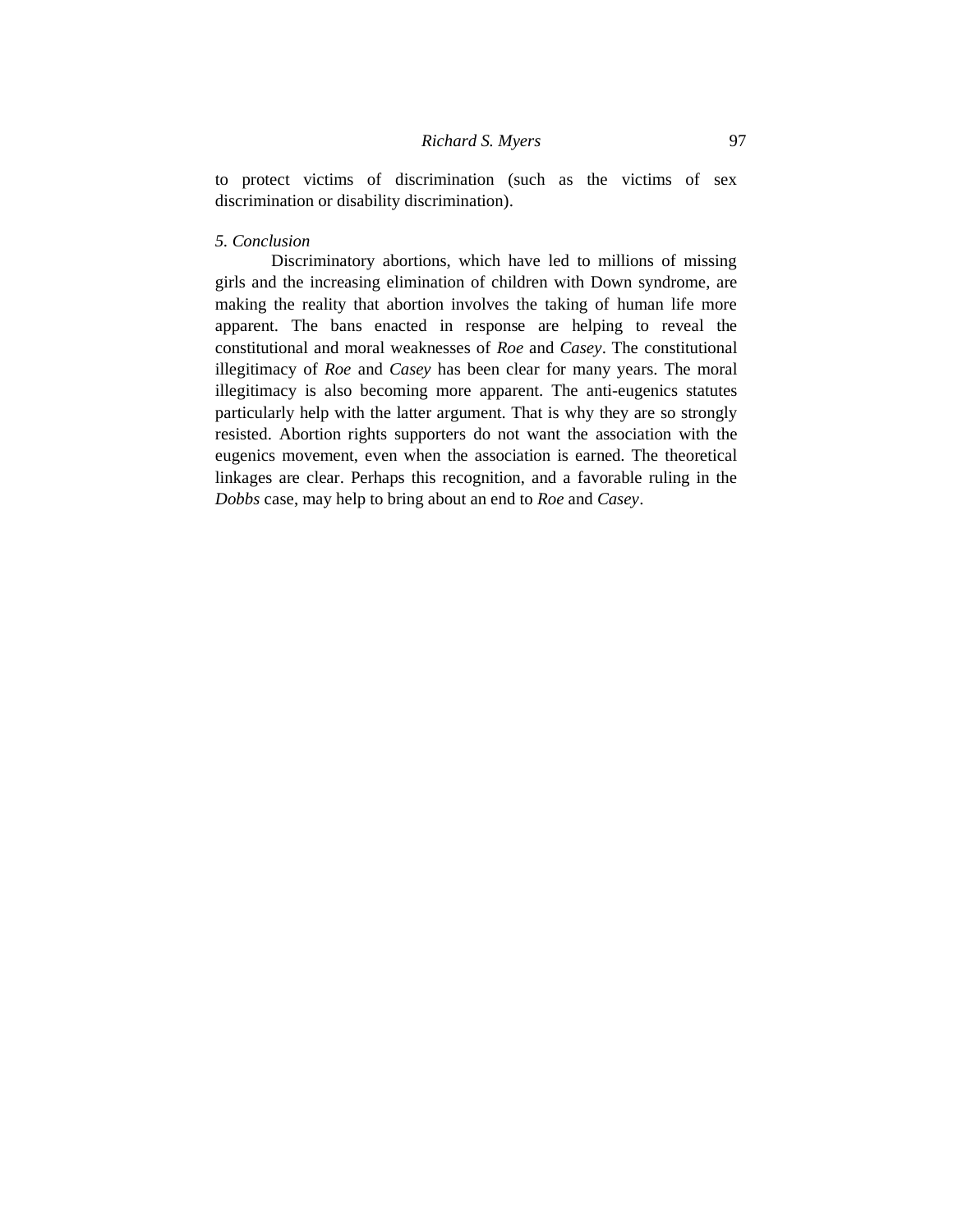to protect victims of discrimination (such as the victims of sex discrimination or disability discrimination).

*5. Conclusion*

Discriminatory abortions, which have led to millions of missing girls and the increasing elimination of children with Down syndrome, are making the reality that abortion involves the taking of human life more apparent. The bans enacted in response are helping to reveal the constitutional and moral weaknesses of *Roe* and *Casey*. The constitutional illegitimacy of *Roe* and *Casey* has been clear for many years. The moral illegitimacy is also becoming more apparent. The anti-eugenics statutes particularly help with the latter argument. That is why they are so strongly resisted. Abortion rights supporters do not want the association with the eugenics movement, even when the association is earned. The theoretical linkages are clear. Perhaps this recognition, and a favorable ruling in the *Dobbs* case, may help to bring about an end to *Roe* and *Casey*.